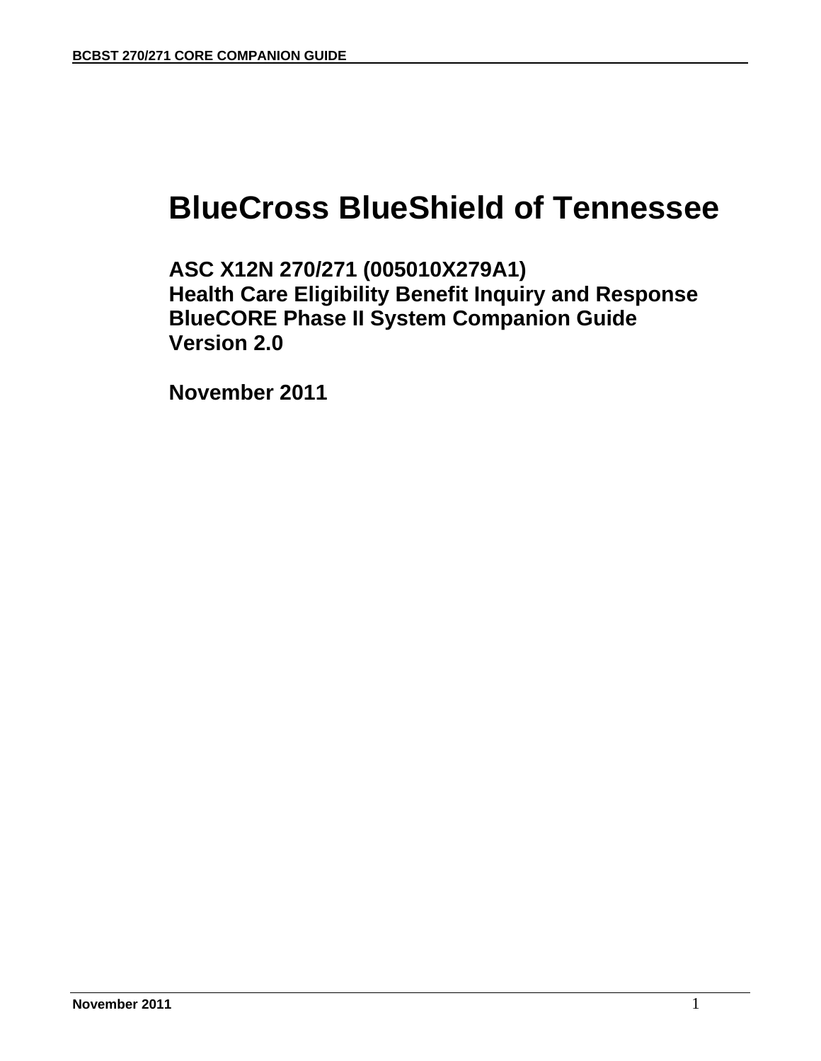# BlueCross BlueShield of Tennessee

## ASC X12N 270/271 (005010X279A1)
## Health Care Eligibility Benefit Inquiry and Response
## BlueCORE Phase II System Companion Guide
## Version 2.0

## November 2011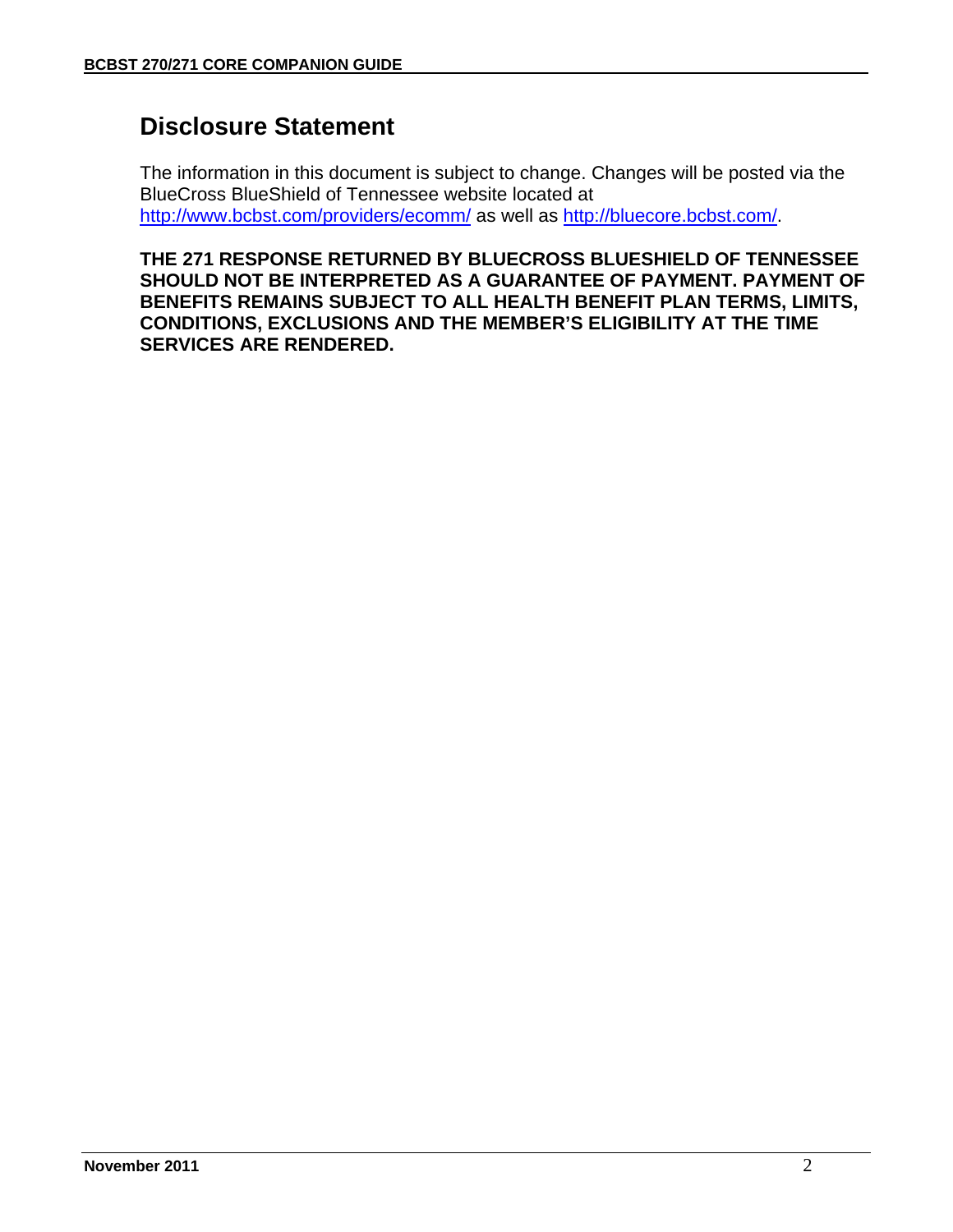## Disclosure Statement

The information in this document is subject to change. Changes will be posted via the BlueCross BlueShield of Tennessee website located at http://www.bcbst.com/providers/ecomm/ as well as http://bluecore.bcbst.com/.

**THE 271 RESPONSE RETURNED BY BLUECROSS BLUESHIELD OF TENNESSEE SHOULD NOT BE INTERPRETED AS A GUARANTEE OF PAYMENT. PAYMENT OF BENEFITS REMAINS SUBJECT TO ALL HEALTH BENEFIT PLAN TERMS, LIMITS, CONDITIONS, EXCLUSIONS AND THE MEMBER'S ELIGIBILITY AT THE TIME SERVICES ARE RENDERED.**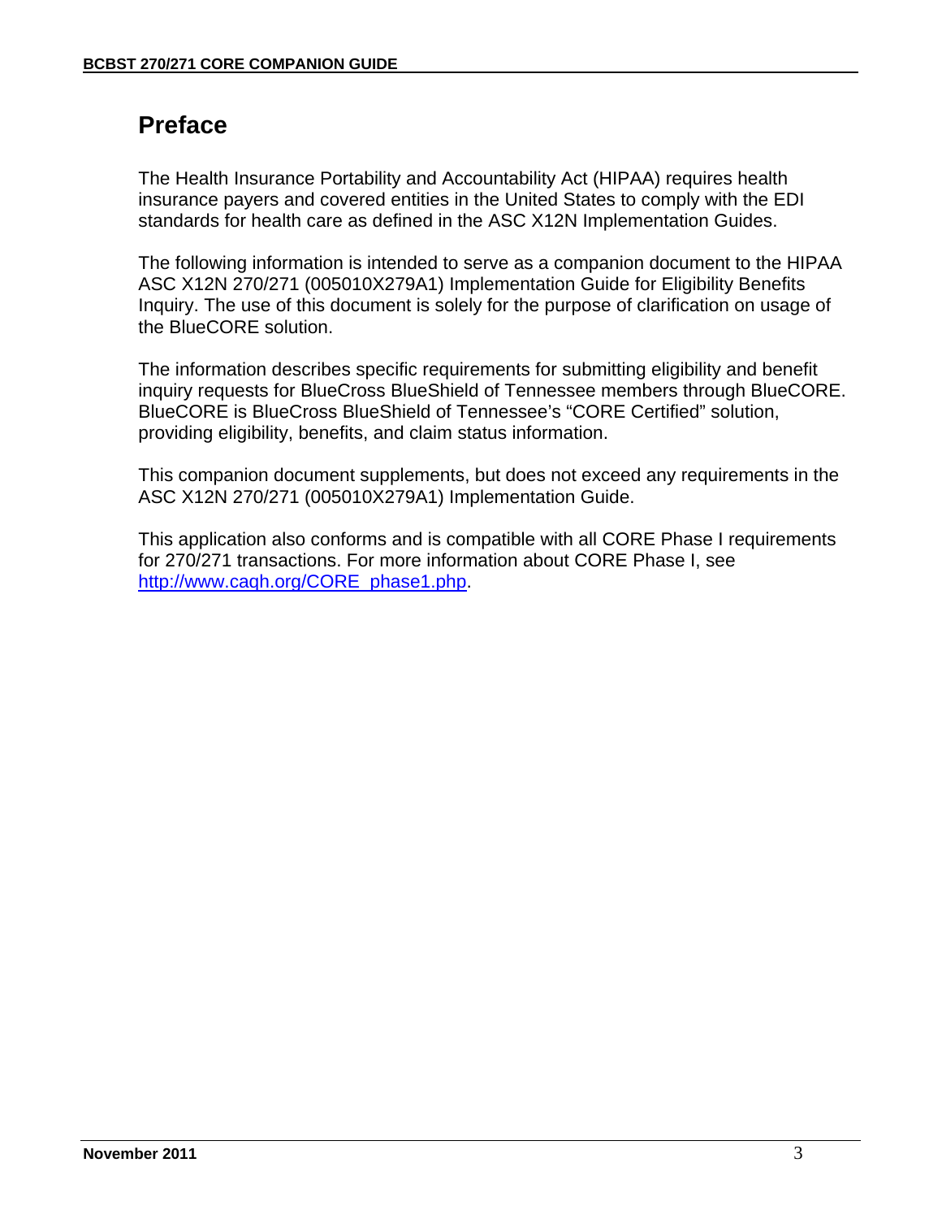# Preface

The Health Insurance Portability and Accountability Act (HIPAA) requires health insurance payers and covered entities in the United States to comply with the EDI standards for health care as defined in the ASC X12N Implementation Guides.

The following information is intended to serve as a companion document to the HIPAA ASC X12N 270/271 (005010X279A1) Implementation Guide for Eligibility Benefits Inquiry. The use of this document is solely for the purpose of clarification on usage of the BlueCORE solution.

The information describes specific requirements for submitting eligibility and benefit inquiry requests for BlueCross BlueShield of Tennessee members through BlueCORE. BlueCORE is BlueCross BlueShield of Tennessee's "CORE Certified" solution, providing eligibility, benefits, and claim status information.

This companion document supplements, but does not exceed any requirements in the ASC X12N 270/271 (005010X279A1) Implementation Guide.

This application also conforms and is compatible with all CORE Phase I requirements for 270/271 transactions. For more information about CORE Phase I, see [http://www.caqh.org/CORE_phase1.php](http://www.caqh.org/CORE_phase1.php).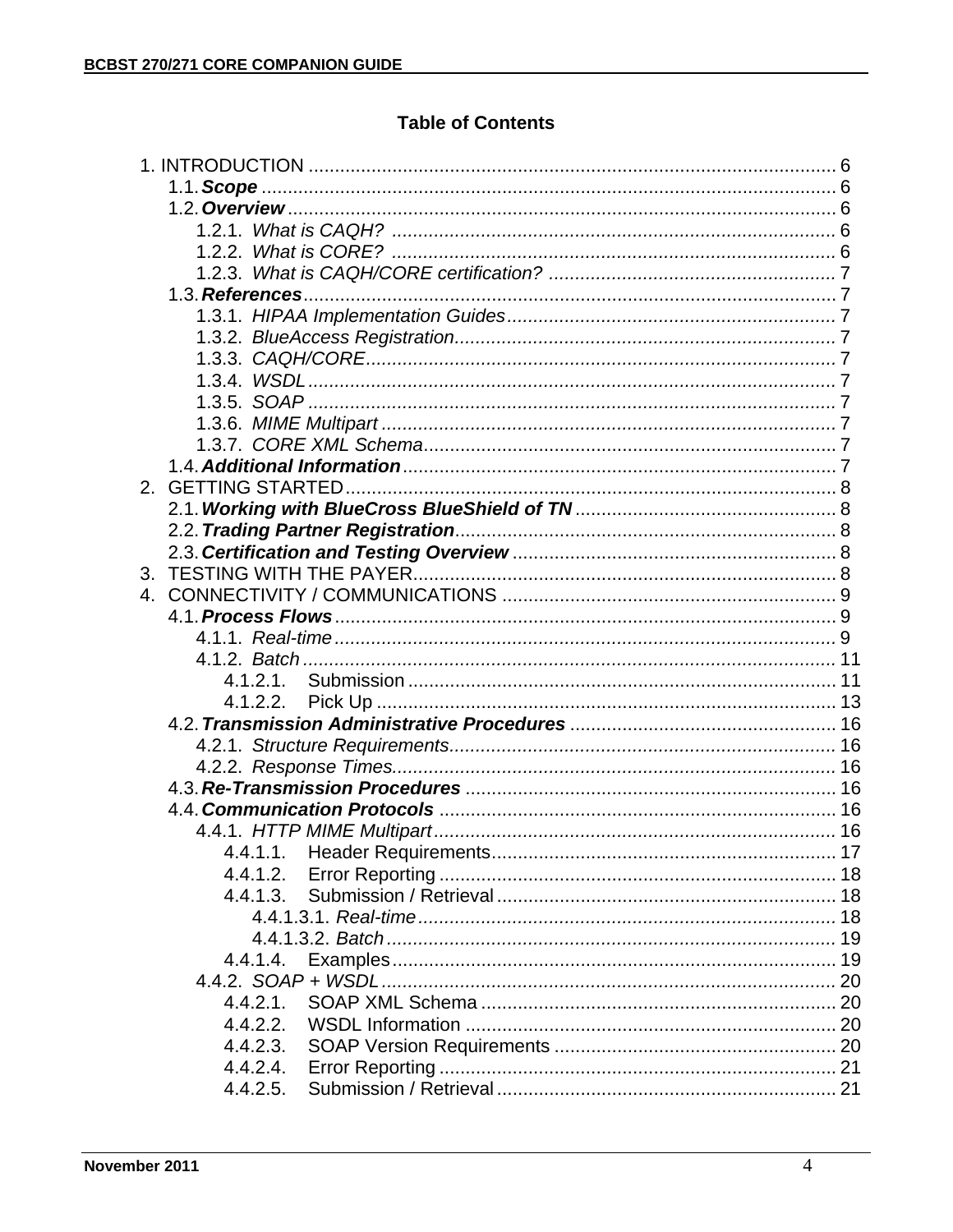## Table of Contents

1. INTRODUCTION ..................................................................................................... 6
    - 1.1. ***Scope*** ............................................................................................................. 6
    - 1.2. ***Overview*** ......................................................................................................... 6
        - 1.2.1. *What is CAQH?* ..................................................................................... 6
        - 1.2.2. *What is CORE?* ..................................................................................... 6
        - 1.2.3. *What is CAQH/CORE certification?* ....................................................... 7
    - 1.3. ***References*** ...................................................................................................... 7
        - 1.3.1. *HIPAA Implementation Guides* ............................................................... 7
        - 1.3.2. *BlueAccess Registration* ......................................................................... 7
        - 1.3.3. *CAQH/CORE* ......................................................................................... 7
        - 1.3.4. *WSDL* .................................................................................................... 7
        - 1.3.5. *SOAP* .................................................................................................... 7
        - 1.3.6. *MIME Multipart* ...................................................................................... 7
        - 1.3.7. *CORE XML Schema* ............................................................................... 7
    - 1.4. ***Additional Information*** ................................................................................... 7
2. GETTING STARTED ............................................................................................. 8
    - 2.1. ***Working with BlueCross BlueShield of TN*** .................................................. 8
    - 2.2. ***Trading Partner Registration*** ........................................................................ 8
    - 2.3. ***Certification and Testing Overview*** ............................................................. 8
3. TESTING WITH THE PAYER ................................................................................. 8
4. CONNECTIVITY / COMMUNICATIONS ................................................................ 9
    - 4.1. ***Process Flows*** ................................................................................................ 9
        - 4.1.1. *Real-time* ................................................................................................ 9
        - 4.1.2. *Batch* ..................................................................................................... 11
            - 4.1.2.1. Submission ................................................................................. 11
            - 4.1.2.2. Pick Up ....................................................................................... 13
    - 4.2. ***Transmission Administrative Procedures*** .................................................. 16
        - 4.2.1. *Structure Requirements* ......................................................................... 16
        - 4.2.2. *Response Times* .................................................................................... 16
    - 4.3. ***Re-Transmission Procedures*** ....................................................................... 16
    - 4.4. ***Communication Protocols*** ........................................................................... 16
        - 4.4.1. *HTTP MIME Multipart* ............................................................................ 16
            - 4.4.1.1. Header Requirements ................................................................. 17
            - 4.4.1.2. Error Reporting ........................................................................... 18
            - 4.4.1.3. Submission / Retrieval ................................................................ 18
                - 4.4.1.3.1. *Real-time* ............................................................................... 18
                - 4.4.1.3.2. *Batch* ..................................................................................... 19
            - 4.4.1.4. Examples .................................................................................... 19
        - 4.4.2. *SOAP + WSDL* ...................................................................................... 20
            - 4.4.2.1. SOAP XML Schema .................................................................... 20
            - 4.4.2.2. WSDL Information ...................................................................... 20
            - 4.4.2.3. SOAP Version Requirements ...................................................... 20
            - 4.4.2.4. Error Reporting ........................................................................... 21
            - 4.4.2.5. Submission / Retrieval ................................................................ 21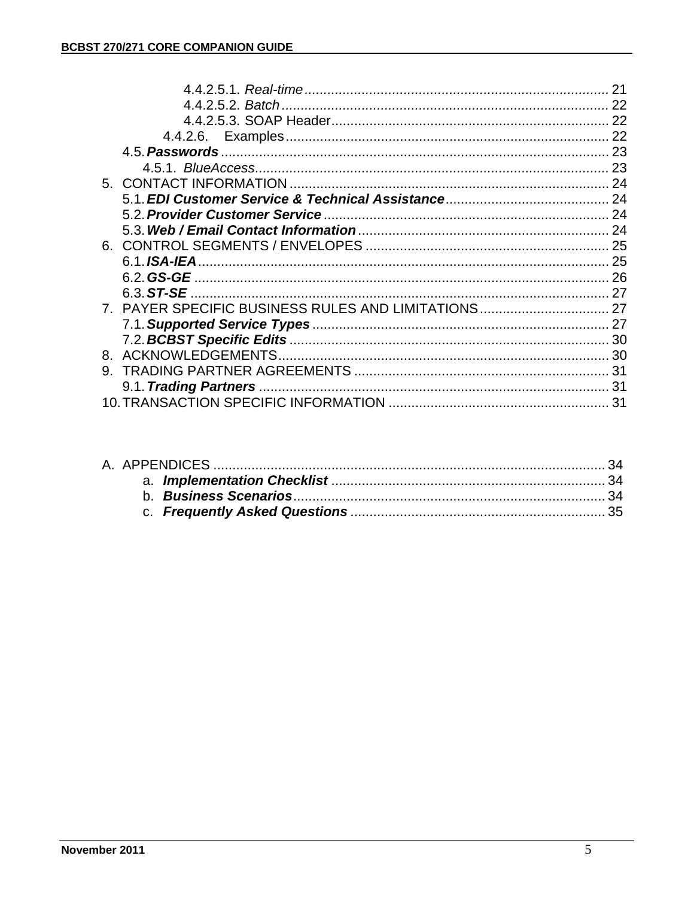- 4.4.2.5.1. *Real-time* ..... 21
- 4.4.2.5.2. *Batch* ..... 22
- 4.4.2.5.3. SOAP Header ..... 22
- 4.4.2.6. Examples ..... 22

4.5. ***Passwords*** ..... 23

4.5.1. *BlueAccess* ..... 23

5. CONTACT INFORMATION ..... 24

5.1. ***EDI Customer Service & Technical Assistance*** ..... 24

5.2. ***Provider Customer Service*** ..... 24

5.3. ***Web / Email Contact Information*** ..... 24

6. CONTROL SEGMENTS / ENVELOPES ..... 25

6.1. ***ISA-IEA*** ..... 25

6.2. ***GS-GE*** ..... 26

6.3. ***ST-SE*** ..... 27

7. PAYER SPECIFIC BUSINESS RULES AND LIMITATIONS ..... 27

7.1. ***Supported Service Types*** ..... 27

7.2. ***BCBST Specific Edits*** ..... 30

8. ACKNOWLEDGEMENTS ..... 30

9. TRADING PARTNER AGREEMENTS ..... 31

9.1. ***Trading Partners*** ..... 31

10. TRANSACTION SPECIFIC INFORMATION ..... 31

A. APPENDICES ..... 34

a. ***Implementation Checklist*** ..... 34

b. ***Business Scenarios*** ..... 34

c. ***Frequently Asked Questions*** ..... 35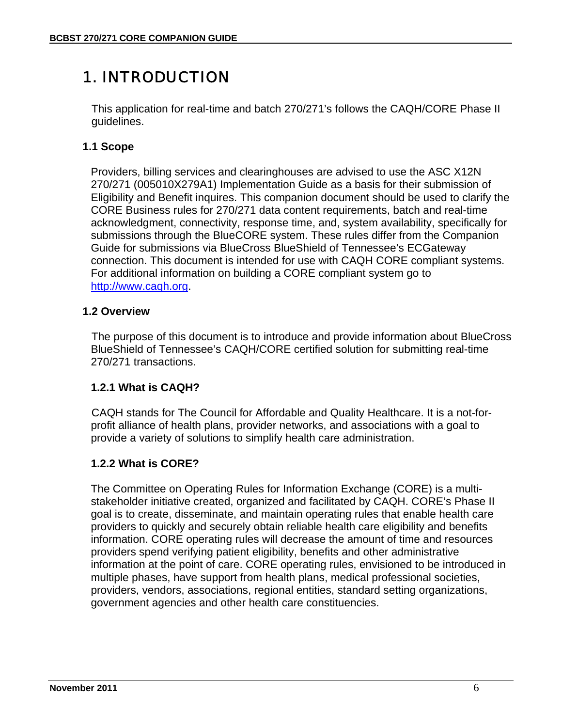# 1. INTRODUCTION

This application for real-time and batch 270/271's follows the CAQH/CORE Phase II guidelines.

## 1.1 Scope

Providers, billing services and clearinghouses are advised to use the ASC X12N 270/271 (005010X279A1) Implementation Guide as a basis for their submission of Eligibility and Benefit inquires. This companion document should be used to clarify the CORE Business rules for 270/271 data content requirements, batch and real-time acknowledgment, connectivity, response time, and, system availability, specifically for submissions through the BlueCORE system. These rules differ from the Companion Guide for submissions via BlueCross BlueShield of Tennessee's ECGateway connection. This document is intended for use with CAQH CORE compliant systems. For additional information on building a CORE compliant system go to [http://www.caqh.org](http://www.caqh.org).

## 1.2 Overview

The purpose of this document is to introduce and provide information about BlueCross BlueShield of Tennessee's CAQH/CORE certified solution for submitting real-time 270/271 transactions.

### 1.2.1 What is CAQH?

CAQH stands for The Council for Affordable and Quality Healthcare. It is a not-for-profit alliance of health plans, provider networks, and associations with a goal to provide a variety of solutions to simplify health care administration.

### 1.2.2 What is CORE?

The Committee on Operating Rules for Information Exchange (CORE) is a multi-stakeholder initiative created, organized and facilitated by CAQH. CORE's Phase II goal is to create, disseminate, and maintain operating rules that enable health care providers to quickly and securely obtain reliable health care eligibility and benefits information. CORE operating rules will decrease the amount of time and resources providers spend verifying patient eligibility, benefits and other administrative information at the point of care. CORE operating rules, envisioned to be introduced in multiple phases, have support from health plans, medical professional societies, providers, vendors, associations, regional entities, standard setting organizations, government agencies and other health care constituencies.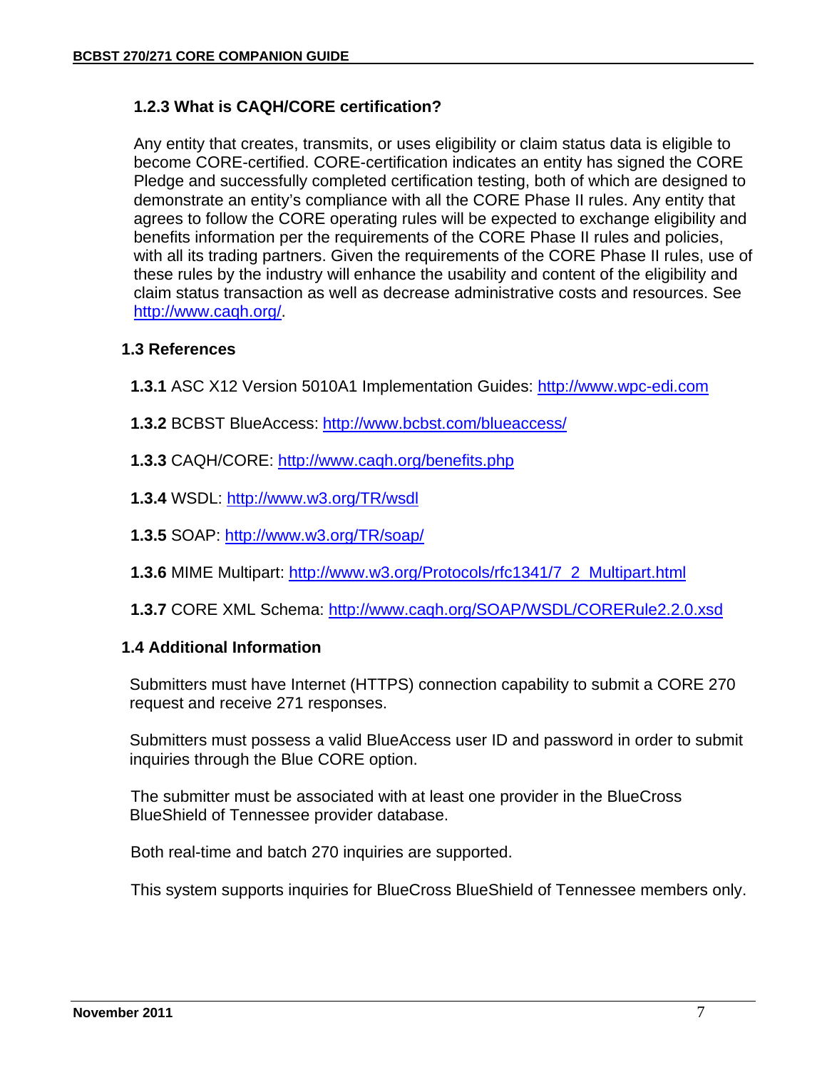### 1.2.3 What is CAQH/CORE certification?

Any entity that creates, transmits, or uses eligibility or claim status data is eligible to become CORE-certified. CORE-certification indicates an entity has signed the CORE Pledge and successfully completed certification testing, both of which are designed to demonstrate an entity's compliance with all the CORE Phase II rules. Any entity that agrees to follow the CORE operating rules will be expected to exchange eligibility and benefits information per the requirements of the CORE Phase II rules and policies, with all its trading partners. Given the requirements of the CORE Phase II rules, use of these rules by the industry will enhance the usability and content of the eligibility and claim status transaction as well as decrease administrative costs and resources. See http://www.caqh.org/.

## 1.3 References

**1.3.1** ASC X12 Version 5010A1 Implementation Guides: http://www.wpc-edi.com

**1.3.2** BCBST BlueAccess: http://www.bcbst.com/blueaccess/

**1.3.3** CAQH/CORE: http://www.caqh.org/benefits.php

**1.3.4** WSDL: http://www.w3.org/TR/wsdl

**1.3.5** SOAP: http://www.w3.org/TR/soap/

**1.3.6** MIME Multipart: http://www.w3.org/Protocols/rfc1341/7_2_Multipart.html

**1.3.7** CORE XML Schema: http://www.caqh.org/SOAP/WSDL/CORERule2.2.0.xsd

## 1.4 Additional Information

Submitters must have Internet (HTTPS) connection capability to submit a CORE 270 request and receive 271 responses.

Submitters must possess a valid BlueAccess user ID and password in order to submit inquiries through the Blue CORE option.

The submitter must be associated with at least one provider in the BlueCross BlueShield of Tennessee provider database.

Both real-time and batch 270 inquiries are supported.

This system supports inquiries for BlueCross BlueShield of Tennessee members only.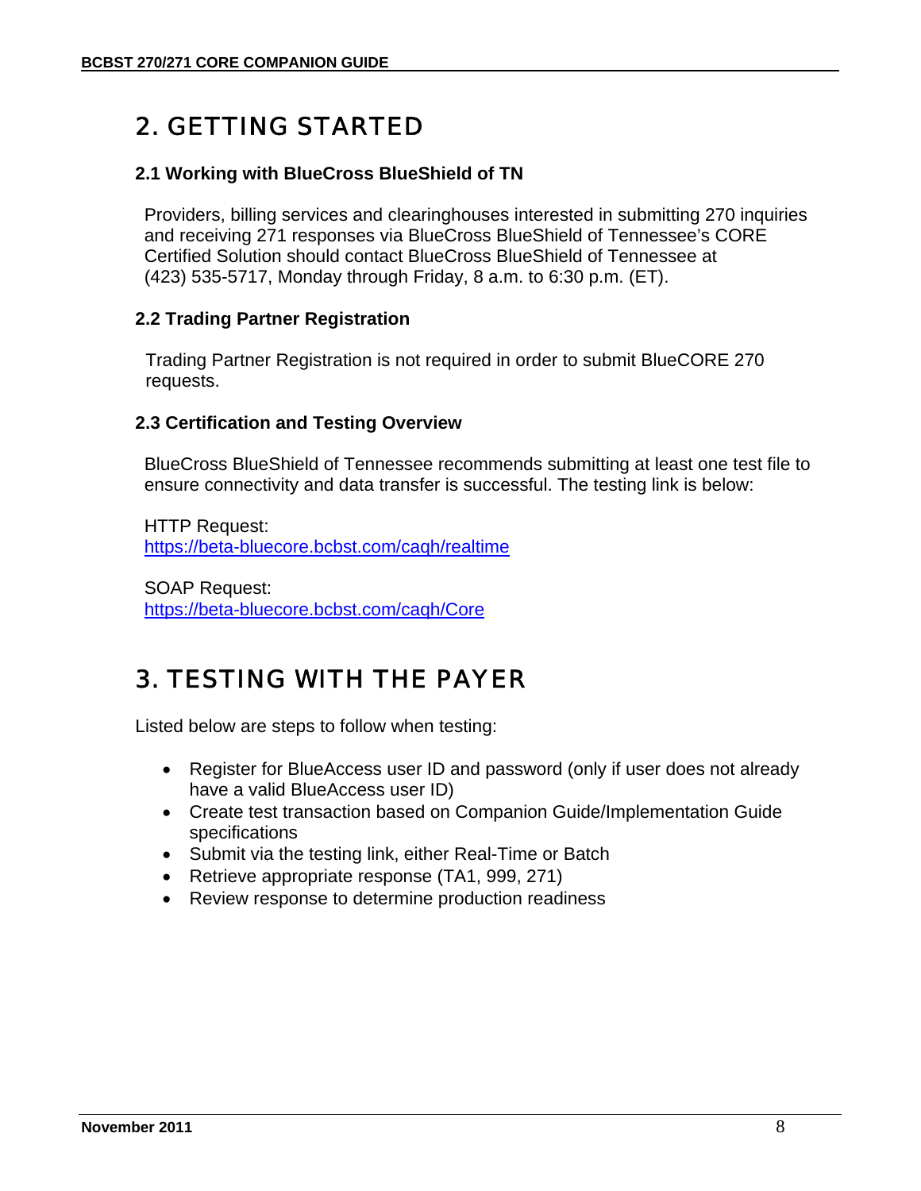# 2. GETTING STARTED

### 2.1 Working with BlueCross BlueShield of TN

Providers, billing services and clearinghouses interested in submitting 270 inquiries and receiving 271 responses via BlueCross BlueShield of Tennessee's CORE Certified Solution should contact BlueCross BlueShield of Tennessee at (423) 535-5717, Monday through Friday, 8 a.m. to 6:30 p.m. (ET).

### 2.2 Trading Partner Registration

Trading Partner Registration is not required in order to submit BlueCORE 270 requests.

### 2.3 Certification and Testing Overview

BlueCross BlueShield of Tennessee recommends submitting at least one test file to ensure connectivity and data transfer is successful. The testing link is below:

HTTP Request:
https://beta-bluecore.bcbst.com/caqh/realtime

SOAP Request:
https://beta-bluecore.bcbst.com/caqh/Core

# 3. TESTING WITH THE PAYER

Listed below are steps to follow when testing:

- Register for BlueAccess user ID and password (only if user does not already have a valid BlueAccess user ID)
- Create test transaction based on Companion Guide/Implementation Guide specifications
- Submit via the testing link, either Real-Time or Batch
- Retrieve appropriate response (TA1, 999, 271)
- Review response to determine production readiness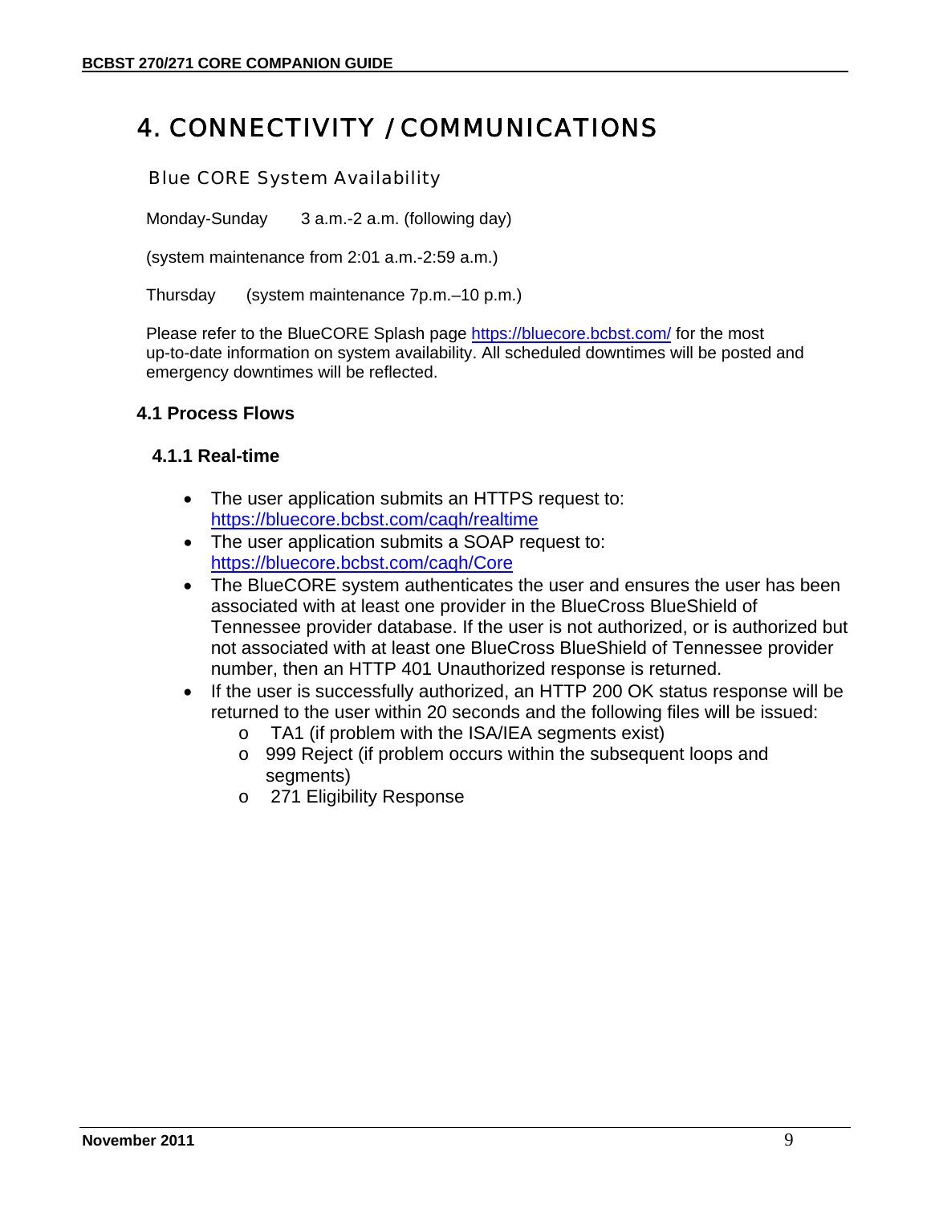# 4. CONNECTIVITY / COMMUNICATIONS

## Blue CORE System Availability

Monday-Sunday 3 a.m.-2 a.m. (following day)

(system maintenance from 2:01 a.m.-2:59 a.m.)

Thursday (system maintenance 7p.m.–10 p.m.)

Please refer to the BlueCORE Splash page https://bluecore.bcbst.com/ for the most up-to-date information on system availability. All scheduled downtimes will be posted and emergency downtimes will be reflected.

### 4.1 Process Flows

#### 4.1.1 Real-time

- The user application submits an HTTPS request to: https://bluecore.bcbst.com/caqh/realtime
- The user application submits a SOAP request to: https://bluecore.bcbst.com/caqh/Core
- The BlueCORE system authenticates the user and ensures the user has been associated with at least one provider in the BlueCross BlueShield of Tennessee provider database. If the user is not authorized, or is authorized but not associated with at least one BlueCross BlueShield of Tennessee provider number, then an HTTP 401 Unauthorized response is returned.
- If the user is successfully authorized, an HTTP 200 OK status response will be returned to the user within 20 seconds and the following files will be issued:
  - TA1 (if problem with the ISA/IEA segments exist)
  - 999 Reject (if problem occurs within the subsequent loops and segments)
  - 271 Eligibility Response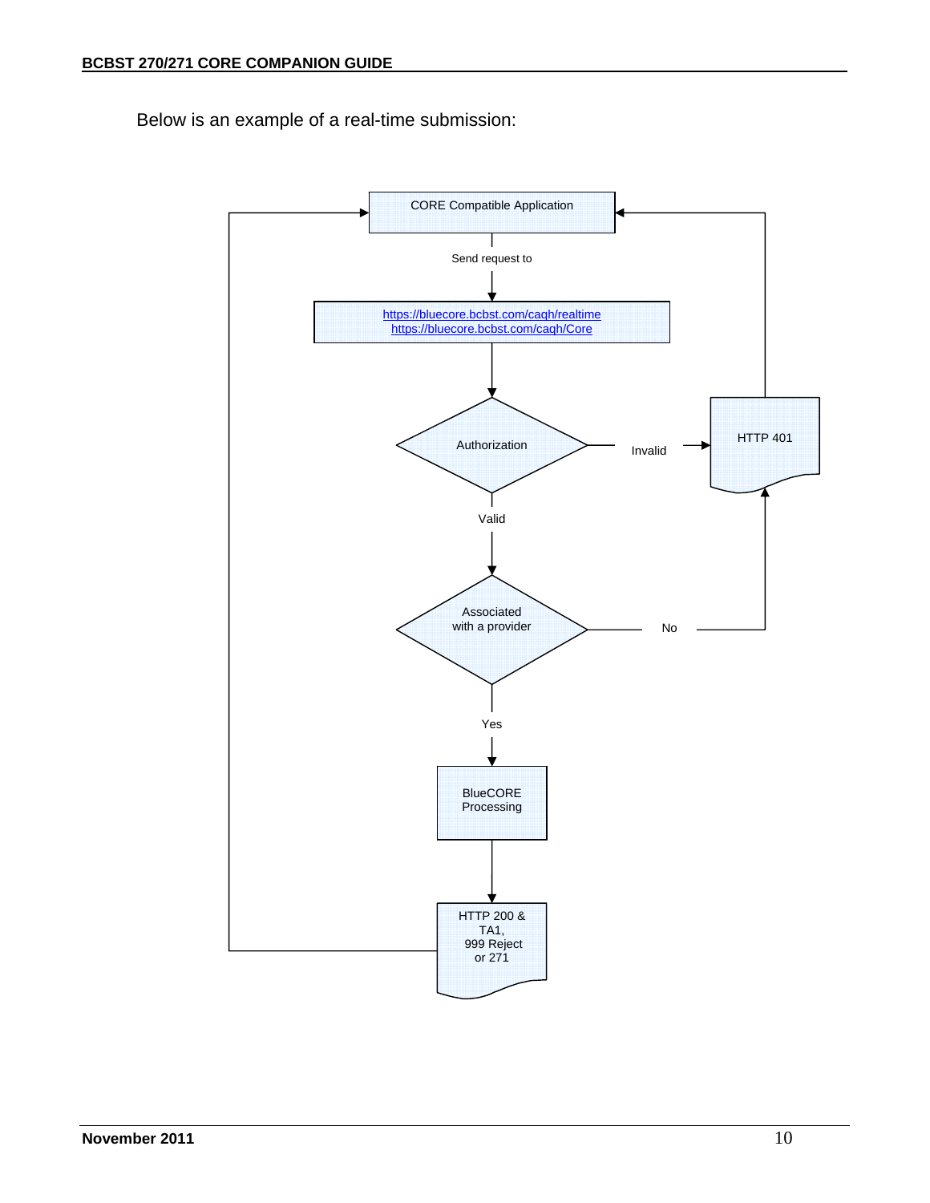Below is an example of a real-time submission:

CORE Compatible Application

Send request to

https://bluecore.bcbst.com/caqh/realtime
https://bluecore.bcbst.com/caqh/Core

Authorization

Invalid

HTTP 401

Valid

Associated with a provider

No

Yes

BlueCORE Processing

HTTP 200 & TA1, 999 Reject or 271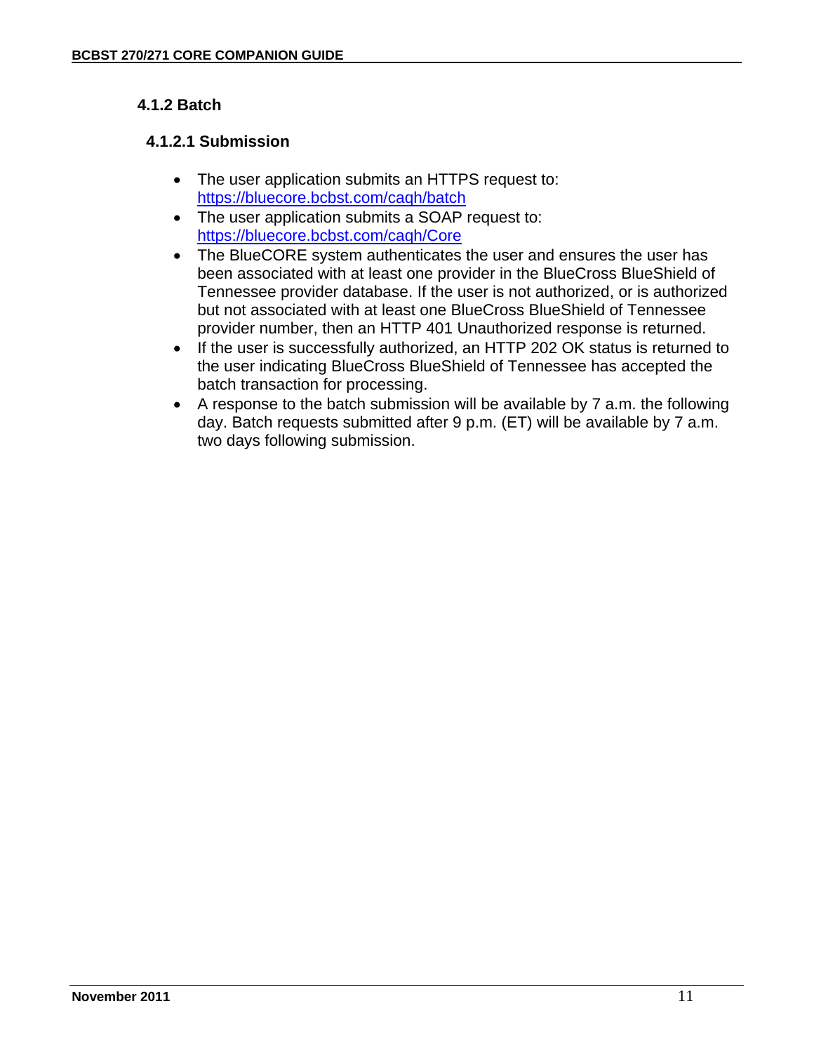### 4.1.2 Batch

#### 4.1.2.1 Submission

- The user application submits an HTTPS request to: https://bluecore.bcbst.com/caqh/batch
- The user application submits a SOAP request to: https://bluecore.bcbst.com/caqh/Core
- The BlueCORE system authenticates the user and ensures the user has been associated with at least one provider in the BlueCross BlueShield of Tennessee provider database. If the user is not authorized, or is authorized but not associated with at least one BlueCross BlueShield of Tennessee provider number, then an HTTP 401 Unauthorized response is returned.
- If the user is successfully authorized, an HTTP 202 OK status is returned to the user indicating BlueCross BlueShield of Tennessee has accepted the batch transaction for processing.
- A response to the batch submission will be available by 7 a.m. the following day. Batch requests submitted after 9 p.m. (ET) will be available by 7 a.m. two days following submission.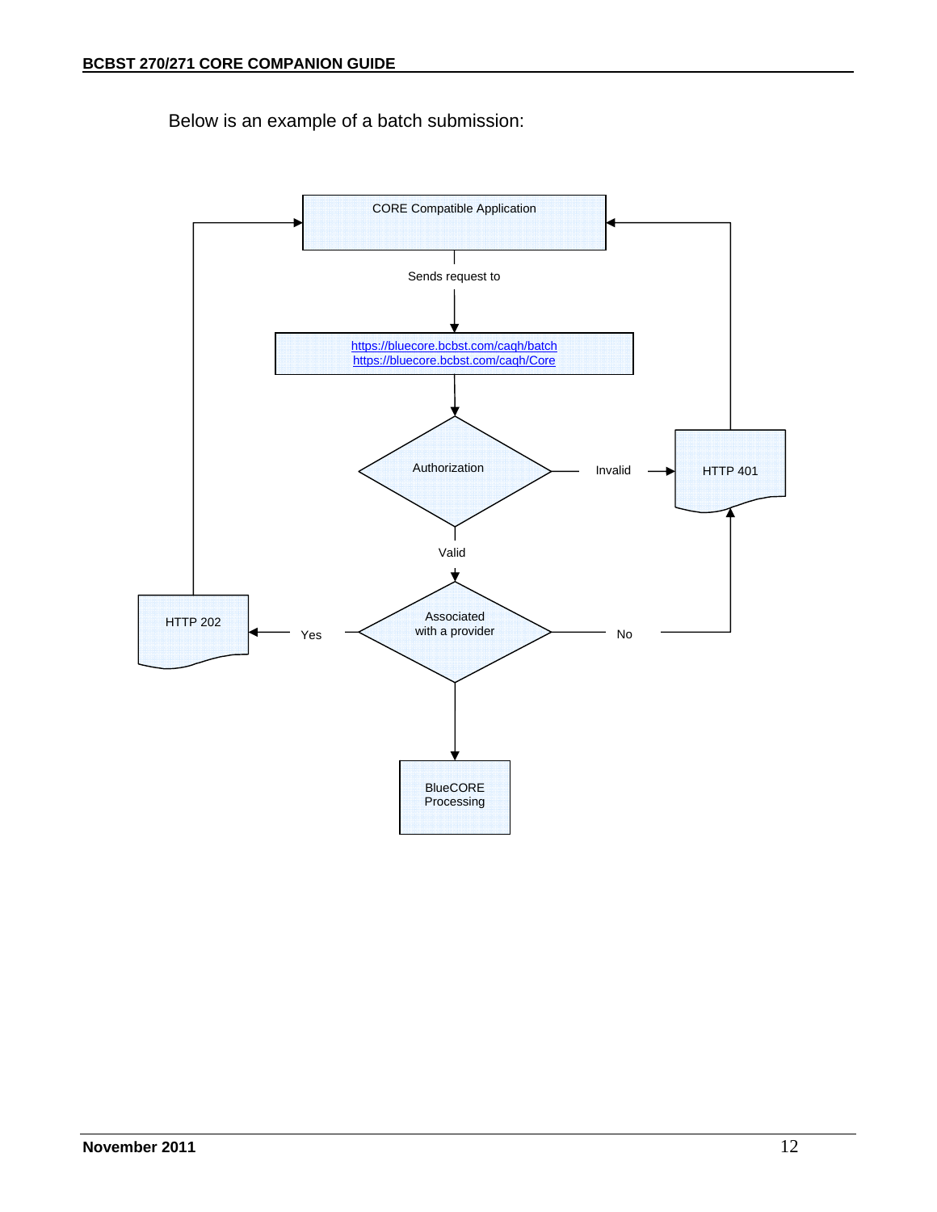Below is an example of a batch submission:

CORE Compatible Application

Sends request to

https://bluecore.bcbst.com/caqh/batch
https://bluecore.bcbst.com/caqh/Core

Authorization

Invalid

HTTP 401

Valid

Associated with a provider

Yes

HTTP 202

No

BlueCORE Processing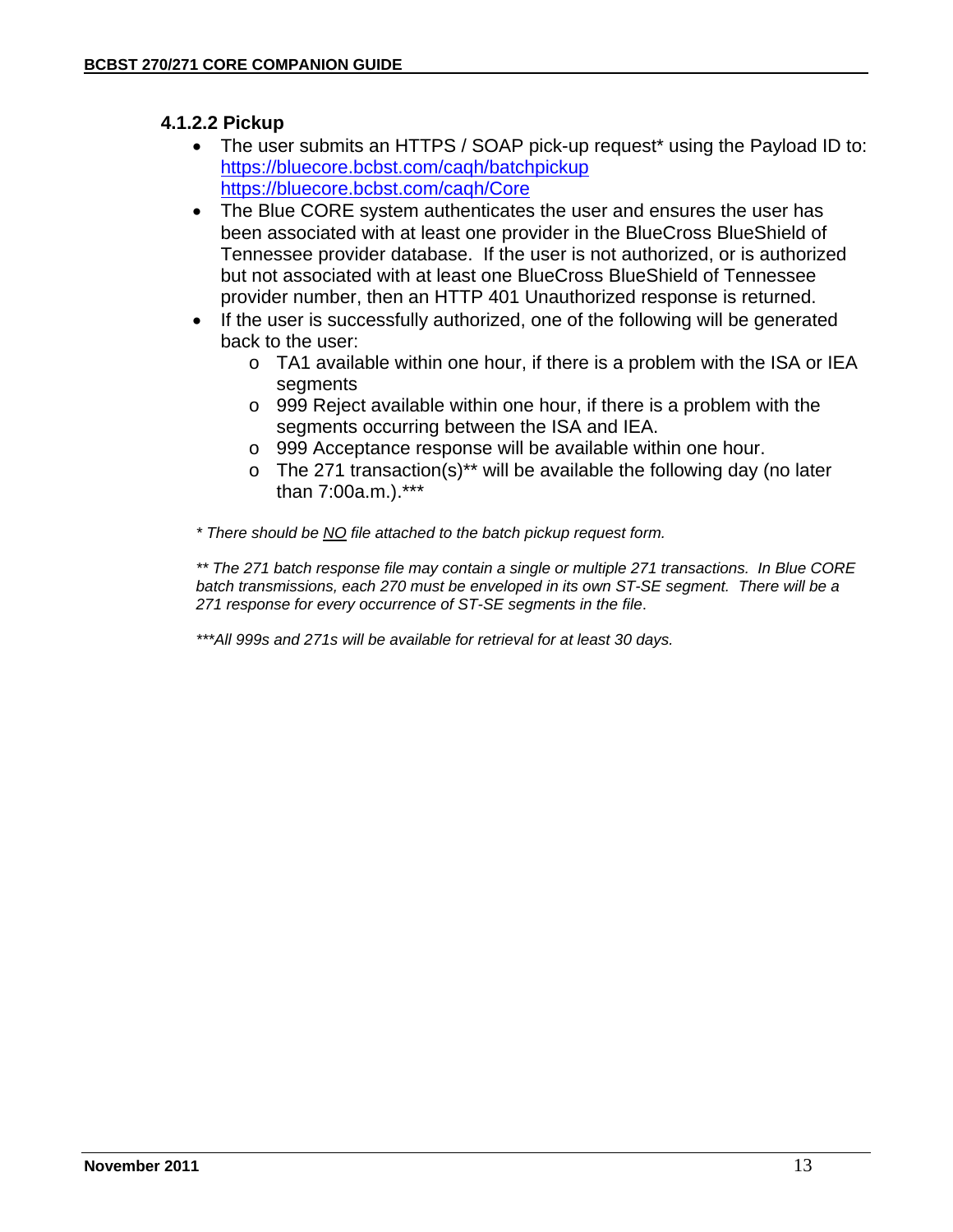#### 4.1.2.2 Pickup

- The user submits an HTTPS / SOAP pick-up request* using the Payload ID to: https://bluecore.bcbst.com/caqh/batchpickup https://bluecore.bcbst.com/caqh/Core
- The Blue CORE system authenticates the user and ensures the user has been associated with at least one provider in the BlueCross BlueShield of Tennessee provider database. If the user is not authorized, or is authorized but not associated with at least one BlueCross BlueShield of Tennessee provider number, then an HTTP 401 Unauthorized response is returned.
- If the user is successfully authorized, one of the following will be generated back to the user:
  - TA1 available within one hour, if there is a problem with the ISA or IEA segments
  - 999 Reject available within one hour, if there is a problem with the segments occurring between the ISA and IEA.
  - 999 Acceptance response will be available within one hour.
  - The 271 transaction(s)** will be available the following day (no later than 7:00a.m.).***

*\* There should be <u>NO</u> file attached to the batch pickup request form.*

*\*\* The 271 batch response file may contain a single or multiple 271 transactions. In Blue CORE batch transmissions, each 270 must be enveloped in its own ST-SE segment. There will be a 271 response for every occurrence of ST-SE segments in the file.*

*\*\*\*All 999s and 271s will be available for retrieval for at least 30 days.*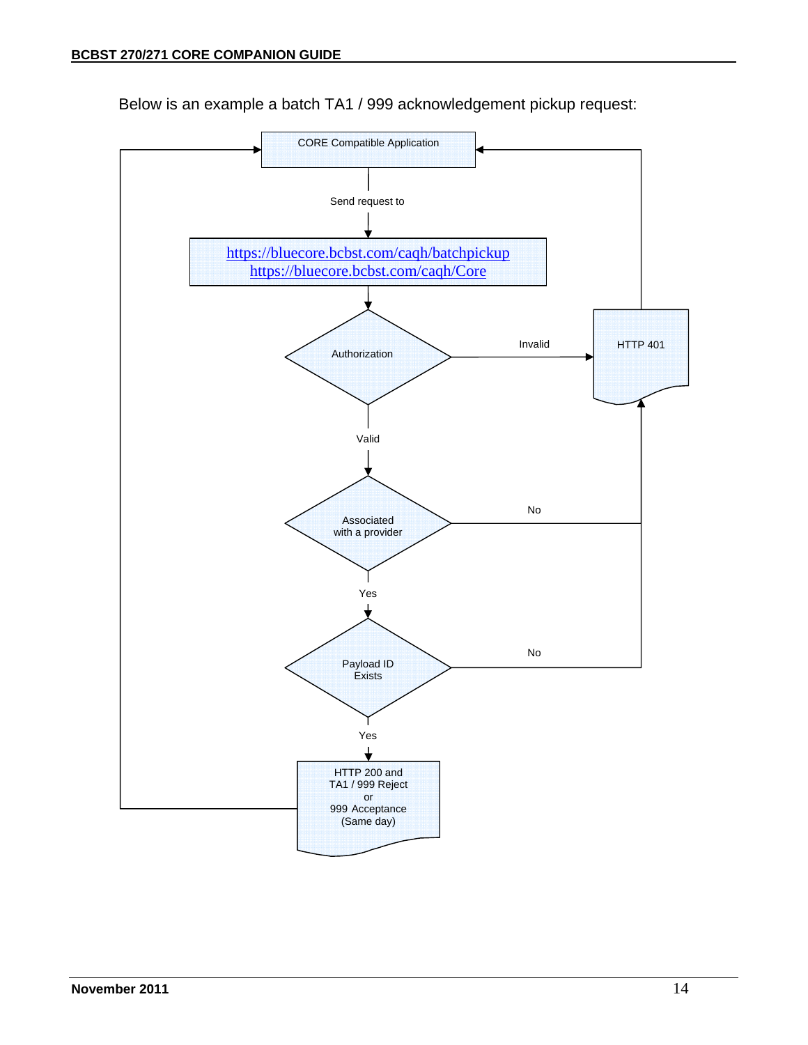Below is an example a batch TA1 / 999 acknowledgement pickup request:

CORE Compatible Application

Send request to

https://bluecore.bcbst.com/caqh/batchpickup
https://bluecore.bcbst.com/caqh/Core

Authorization

Invalid

HTTP 401

Valid

Associated with a provider

No

Yes

Payload ID Exists

No

Yes

HTTP 200 and TA1 / 999 Reject or 999 Acceptance (Same day)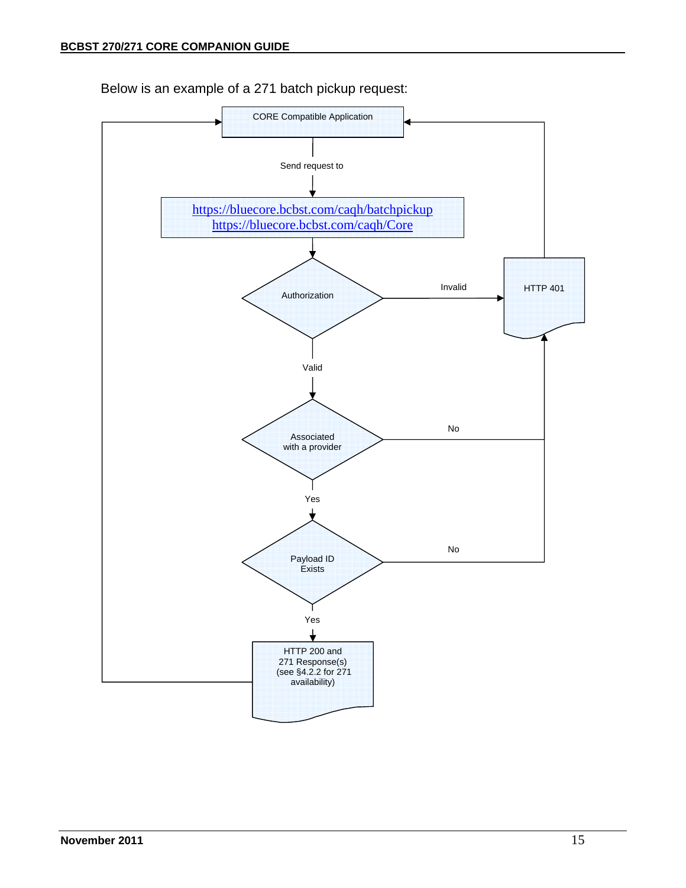Below is an example of a 271 batch pickup request:

CORE Compatible Application

Send request to

https://bluecore.bcbst.com/caqh/batchpickup
https://bluecore.bcbst.com/caqh/Core

Authorization

Invalid

HTTP 401

Valid

Associated with a provider

No

Yes

Payload ID Exists

No

Yes

HTTP 200 and 271 Response(s) (see §4.2.2 for 271 availability)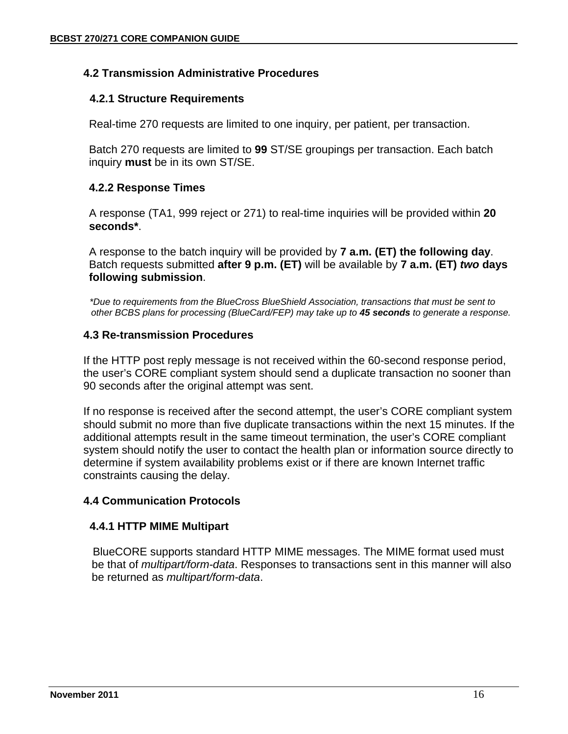## 4.2 Transmission Administrative Procedures

### 4.2.1 Structure Requirements

Real-time 270 requests are limited to one inquiry, per patient, per transaction.

Batch 270 requests are limited to **99** ST/SE groupings per transaction. Each batch inquiry **must** be in its own ST/SE.

### 4.2.2 Response Times

A response (TA1, 999 reject or 271) to real-time inquiries will be provided within **20 seconds***.

A response to the batch inquiry will be provided by **7 a.m. (ET) the following day**. Batch requests submitted **after 9 p.m. (ET)** will be available by **7 a.m. (ET)** ***two*** **days following submission**.

**Due to requirements from the BlueCross BlueShield Association, transactions that must be sent to other BCBS plans for processing (BlueCard/FEP) may take up to* ***45 seconds*** *to generate a response.*

## 4.3 Re-transmission Procedures

If the HTTP post reply message is not received within the 60-second response period, the user's CORE compliant system should send a duplicate transaction no sooner than 90 seconds after the original attempt was sent.

If no response is received after the second attempt, the user's CORE compliant system should submit no more than five duplicate transactions within the next 15 minutes. If the additional attempts result in the same timeout termination, the user's CORE compliant system should notify the user to contact the health plan or information source directly to determine if system availability problems exist or if there are known Internet traffic constraints causing the delay.

## 4.4 Communication Protocols

### 4.4.1 HTTP MIME Multipart

BlueCORE supports standard HTTP MIME messages. The MIME format used must be that of *multipart/form-data*. Responses to transactions sent in this manner will also be returned as *multipart/form-data*.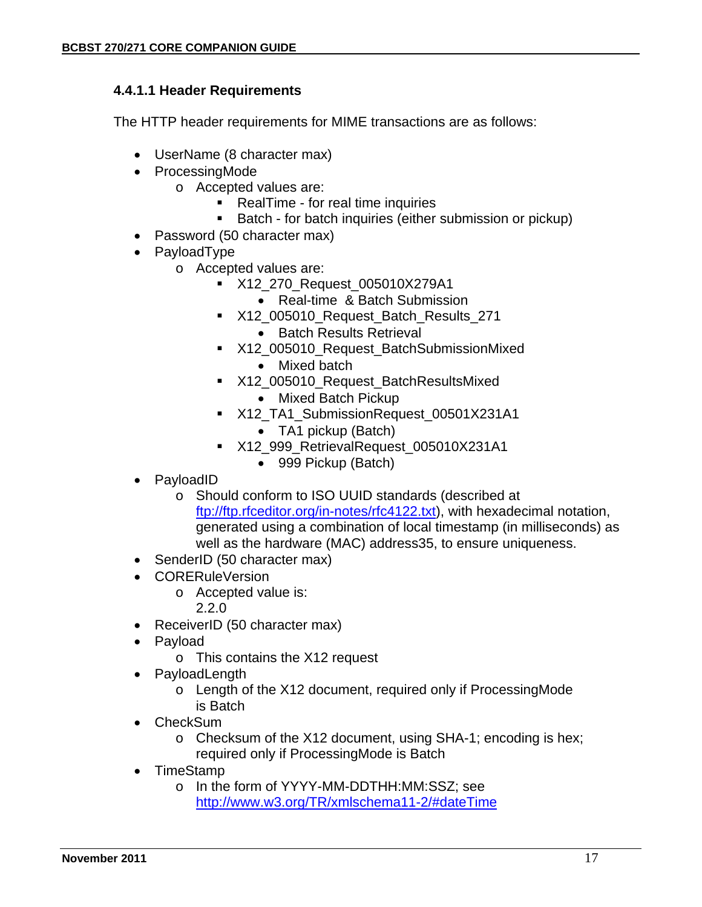#### 4.4.1.1 Header Requirements

The HTTP header requirements for MIME transactions are as follows:

- UserName (8 character max)
- ProcessingMode
  - Accepted values are:
    - RealTime - for real time inquiries
    - Batch - for batch inquiries (either submission or pickup)
- Password (50 character max)
- PayloadType
  - Accepted values are:
    - X12_270_Request_005010X279A1
      - Real-time & Batch Submission
    - X12_005010_Request_Batch_Results_271
      - Batch Results Retrieval
    - X12_005010_Request_BatchSubmissionMixed
      - Mixed batch
    - X12_005010_Request_BatchResultsMixed
      - Mixed Batch Pickup
    - X12_TA1_SubmissionRequest_00501X231A1
      - TA1 pickup (Batch)
    - X12_999_RetrievalRequest_005010X231A1
      - 999 Pickup (Batch)
- PayloadID
  - Should conform to ISO UUID standards (described at [ftp://ftp.rfceditor.org/in-notes/rfc4122.txt](ftp://ftp.rfceditor.org/in-notes/rfc4122.txt)), with hexadecimal notation, generated using a combination of local timestamp (in milliseconds) as well as the hardware (MAC) address35, to ensure uniqueness.
- SenderID (50 character max)
- CORERuleVersion
  - Accepted value is:
    2.2.0
- ReceiverID (50 character max)
- Payload
  - This contains the X12 request
- PayloadLength
  - Length of the X12 document, required only if ProcessingMode is Batch
- CheckSum
  - Checksum of the X12 document, using SHA-1; encoding is hex; required only if ProcessingMode is Batch
- TimeStamp
  - In the form of YYYY-MM-DDTHH:MM:SSZ; see [http://www.w3.org/TR/xmlschema11-2/#dateTime](http://www.w3.org/TR/xmlschema11-2/#dateTime)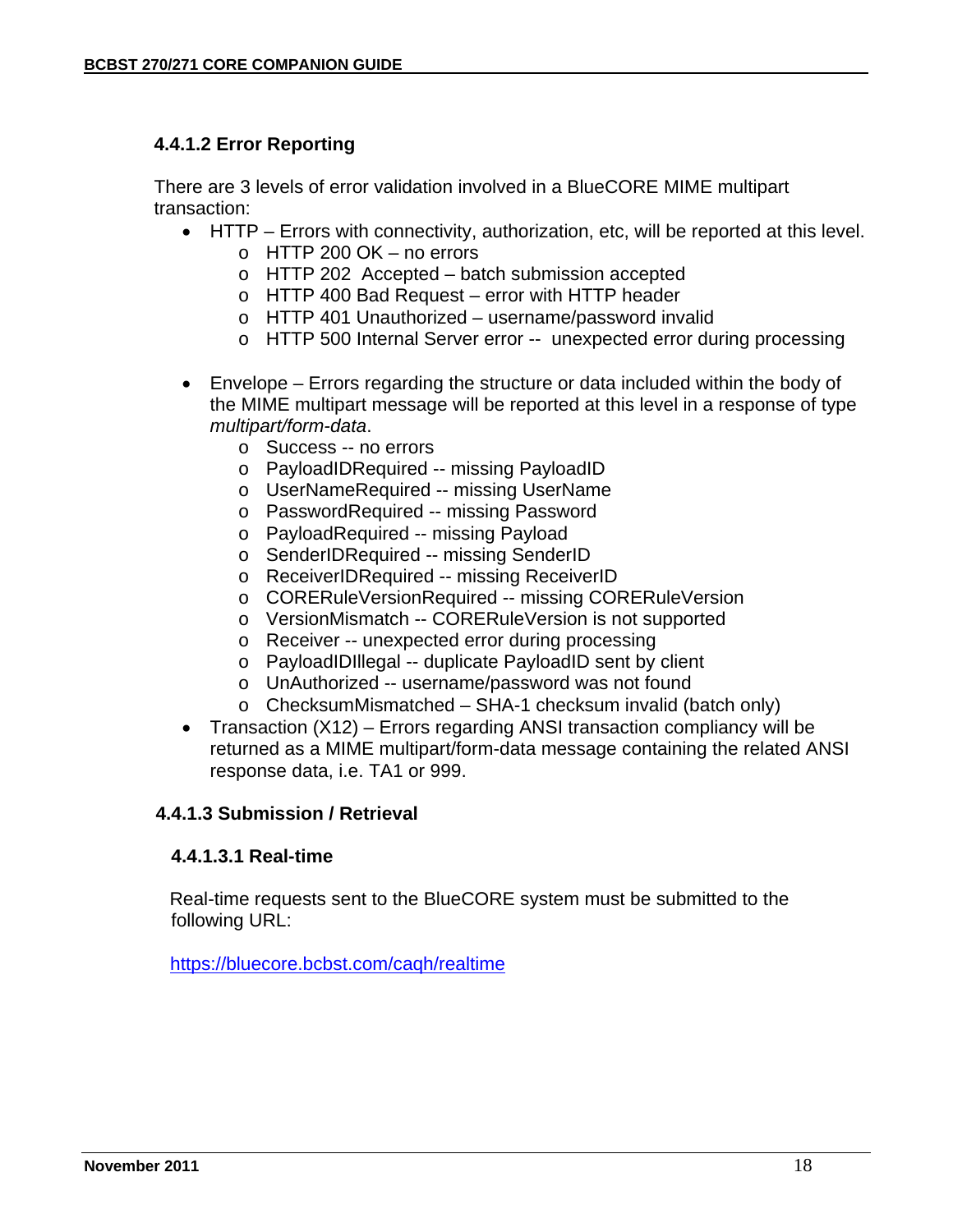#### 4.4.1.2 Error Reporting

There are 3 levels of error validation involved in a BlueCORE MIME multipart transaction:

- HTTP – Errors with connectivity, authorization, etc, will be reported at this level.
  - HTTP 200 OK – no errors
  - HTTP 202 Accepted – batch submission accepted
  - HTTP 400 Bad Request – error with HTTP header
  - HTTP 401 Unauthorized – username/password invalid
  - HTTP 500 Internal Server error -- unexpected error during processing

- Envelope – Errors regarding the structure or data included within the body of the MIME multipart message will be reported at this level in a response of type *multipart/form-data*.
  - Success -- no errors
  - PayloadIDRequired -- missing PayloadID
  - UserNameRequired -- missing UserName
  - PasswordRequired -- missing Password
  - PayloadRequired -- missing Payload
  - SenderIDRequired -- missing SenderID
  - ReceiverIDRequired -- missing ReceiverID
  - CORERuleVersionRequired -- missing CORERuleVersion
  - VersionMismatch -- CORERuleVersion is not supported
  - Receiver -- unexpected error during processing
  - PayloadIDIllegal -- duplicate PayloadID sent by client
  - UnAuthorized -- username/password was not found
  - ChecksumMismatched – SHA-1 checksum invalid (batch only)
- Transaction (X12) – Errors regarding ANSI transaction compliancy will be returned as a MIME multipart/form-data message containing the related ANSI response data, i.e. TA1 or 999.

#### 4.4.1.3 Submission / Retrieval

##### 4.4.1.3.1 Real-time

Real-time requests sent to the BlueCORE system must be submitted to the following URL:

https://bluecore.bcbst.com/caqh/realtime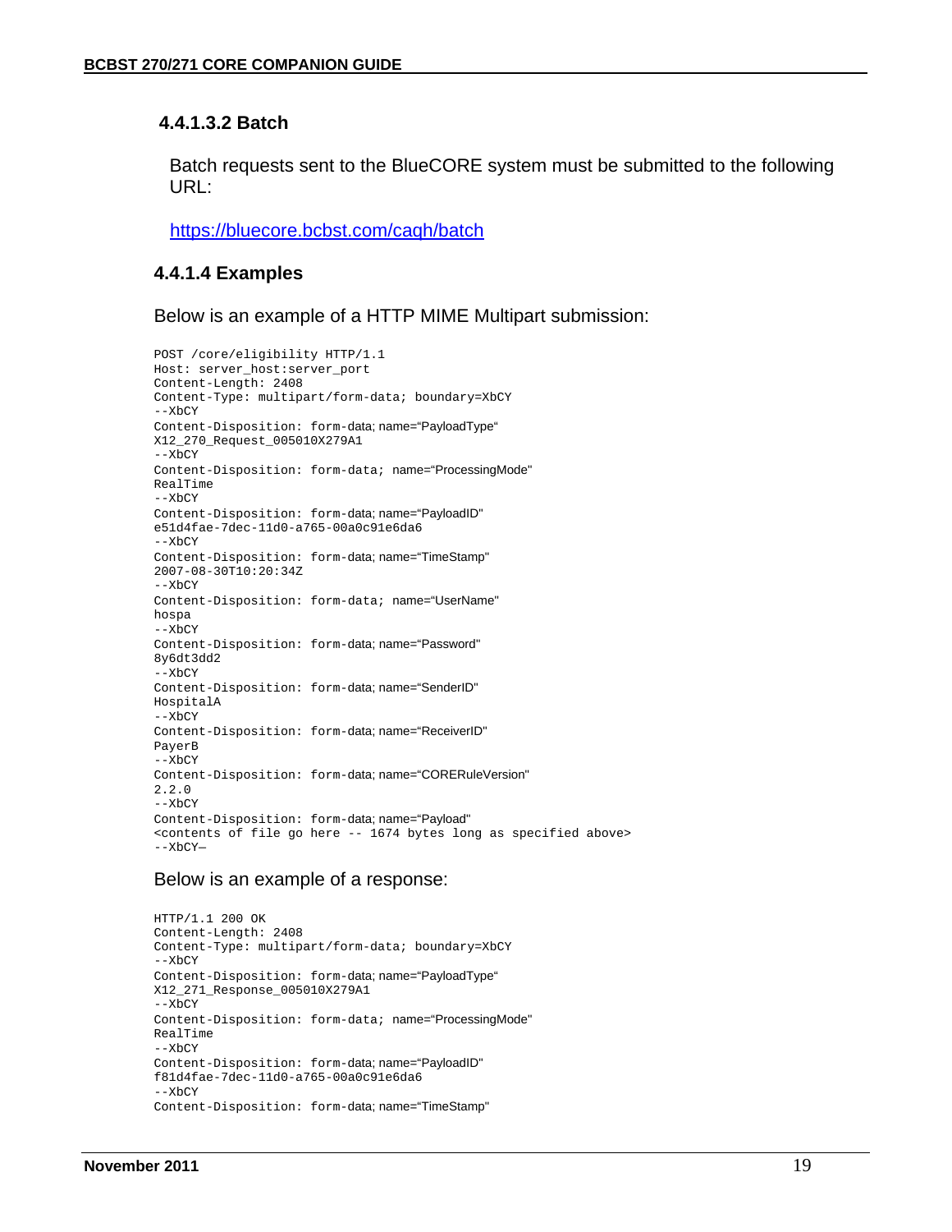#### 4.4.1.3.2 Batch

Batch requests sent to the BlueCORE system must be submitted to the following URL:

https://bluecore.bcbst.com/caqh/batch

### 4.4.1.4 Examples

Below is an example of a HTTP MIME Multipart submission:

```
POST /core/eligibility HTTP/1.1
Host: server_host:server_port
Content-Length: 2408
Content-Type: multipart/form-data; boundary=XbCY
--XbCY
Content-Disposition: form-data; name="PayloadType"
X12_270_Request_005010X279A1
--XbCY
Content-Disposition: form-data; name="ProcessingMode"
RealTime
--XbCY
Content-Disposition: form-data; name="PayloadID"
e51d4fae-7dec-11d0-a765-00a0c91e6da6
--XbCY
Content-Disposition: form-data; name="TimeStamp"
2007-08-30T10:20:34Z
--XbCY
Content-Disposition: form-data; name="UserName"
hospa
--XbCY
Content-Disposition: form-data; name="Password"
8y6dt3dd2
--XbCY
Content-Disposition: form-data; name="SenderID"
HospitalA
--XbCY
Content-Disposition: form-data; name="ReceiverID"
PayerB
--XbCY
Content-Disposition: form-data; name="CORERuleVersion"
2.2.0
--XbCY
Content-Disposition: form-data; name="Payload"
<contents of file go here -- 1674 bytes long as specified above>
--XbCY—
```

Below is an example of a response:

```
HTTP/1.1 200 OK
Content-Length: 2408
Content-Type: multipart/form-data; boundary=XbCY
--XbCY
Content-Disposition: form-data; name="PayloadType"
X12_271_Response_005010X279A1
--XbCY
Content-Disposition: form-data; name="ProcessingMode"
RealTime
--XbCY
Content-Disposition: form-data; name="PayloadID"
f81d4fae-7dec-11d0-a765-00a0c91e6da6
--XbCY
Content-Disposition: form-data; name="TimeStamp"
```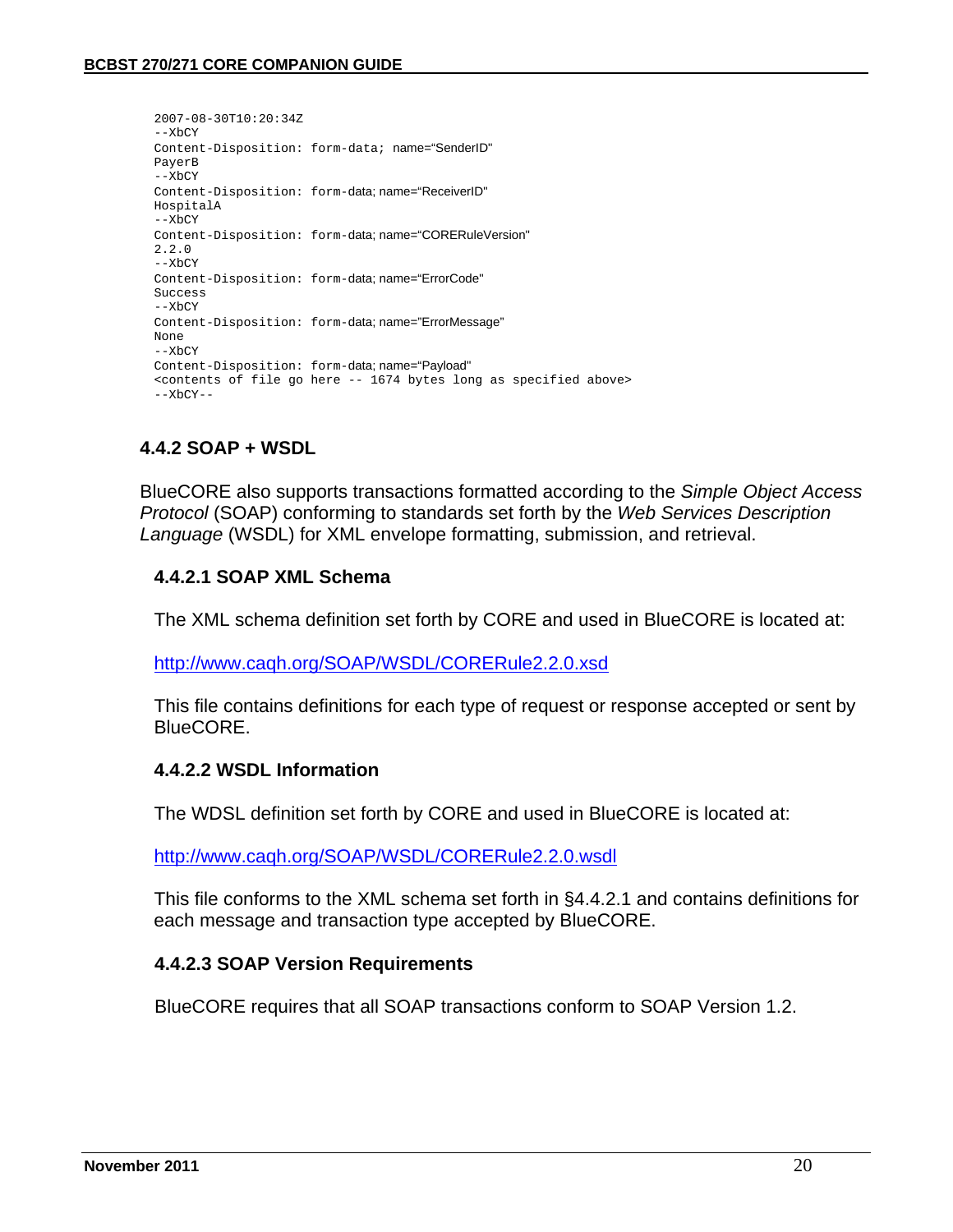```
2007-08-30T10:20:34Z
--XbCY
Content-Disposition: form-data; name="SenderID"
PayerB
--XbCY
Content-Disposition: form-data; name="ReceiverID"
HospitalA
--XbCY
Content-Disposition: form-data; name="CORERuleVersion"
2.2.0
--XbCY
Content-Disposition: form-data; name="ErrorCode"
Success
--XbCY
Content-Disposition: form-data; name="ErrorMessage"
None
--XbCY
Content-Disposition: form-data; name="Payload"
<contents of file go here -- 1674 bytes long as specified above>
--XbCY--
```

### 4.4.2 SOAP + WSDL

BlueCORE also supports transactions formatted according to the *Simple Object Access Protocol* (SOAP) conforming to standards set forth by the *Web Services Description Language* (WSDL) for XML envelope formatting, submission, and retrieval.

#### 4.4.2.1 SOAP XML Schema

The XML schema definition set forth by CORE and used in BlueCORE is located at:

http://www.caqh.org/SOAP/WSDL/CORERule2.2.0.xsd

This file contains definitions for each type of request or response accepted or sent by BlueCORE.

#### 4.4.2.2 WSDL Information

The WDSL definition set forth by CORE and used in BlueCORE is located at:

http://www.caqh.org/SOAP/WSDL/CORERule2.2.0.wsdl

This file conforms to the XML schema set forth in §4.4.2.1 and contains definitions for each message and transaction type accepted by BlueCORE.

#### 4.4.2.3 SOAP Version Requirements

BlueCORE requires that all SOAP transactions conform to SOAP Version 1.2.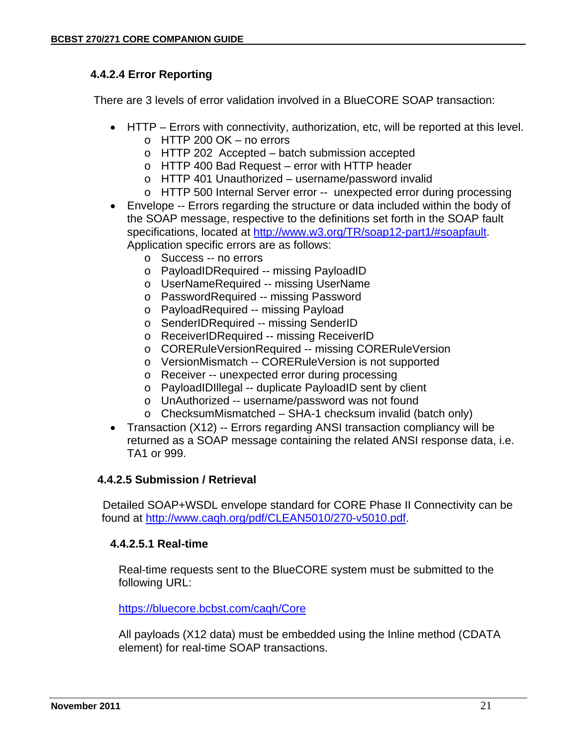#### 4.4.2.4 Error Reporting

There are 3 levels of error validation involved in a BlueCORE SOAP transaction:

- HTTP – Errors with connectivity, authorization, etc, will be reported at this level.
  - HTTP 200 OK – no errors
  - HTTP 202 Accepted – batch submission accepted
  - HTTP 400 Bad Request – error with HTTP header
  - HTTP 401 Unauthorized – username/password invalid
  - HTTP 500 Internal Server error -- unexpected error during processing
- Envelope -- Errors regarding the structure or data included within the body of the SOAP message, respective to the definitions set forth in the SOAP fault specifications, located at [http://www.w3.org/TR/soap12-part1/#soapfault](http://www.w3.org/TR/soap12-part1/#soapfault). Application specific errors are as follows:
  - Success -- no errors
  - PayloadIDRequired -- missing PayloadID
  - UserNameRequired -- missing UserName
  - PasswordRequired -- missing Password
  - PayloadRequired -- missing Payload
  - SenderIDRequired -- missing SenderID
  - ReceiverIDRequired -- missing ReceiverID
  - CORERuleVersionRequired -- missing CORERuleVersion
  - VersionMismatch -- CORERuleVersion is not supported
  - Receiver -- unexpected error during processing
  - PayloadIDIllegal -- duplicate PayloadID sent by client
  - UnAuthorized -- username/password was not found
  - ChecksumMismatched – SHA-1 checksum invalid (batch only)
- Transaction (X12) -- Errors regarding ANSI transaction compliancy will be returned as a SOAP message containing the related ANSI response data, i.e. TA1 or 999.

#### 4.4.2.5 Submission / Retrieval

Detailed SOAP+WSDL envelope standard for CORE Phase II Connectivity can be found at [http://www.caqh.org/pdf/CLEAN5010/270-v5010.pdf](http://www.caqh.org/pdf/CLEAN5010/270-v5010.pdf).

##### 4.4.2.5.1 Real-time

Real-time requests sent to the BlueCORE system must be submitted to the following URL:

[https://bluecore.bcbst.com/caqh/Core](https://bluecore.bcbst.com/caqh/Core)

All payloads (X12 data) must be embedded using the Inline method (CDATA element) for real-time SOAP transactions.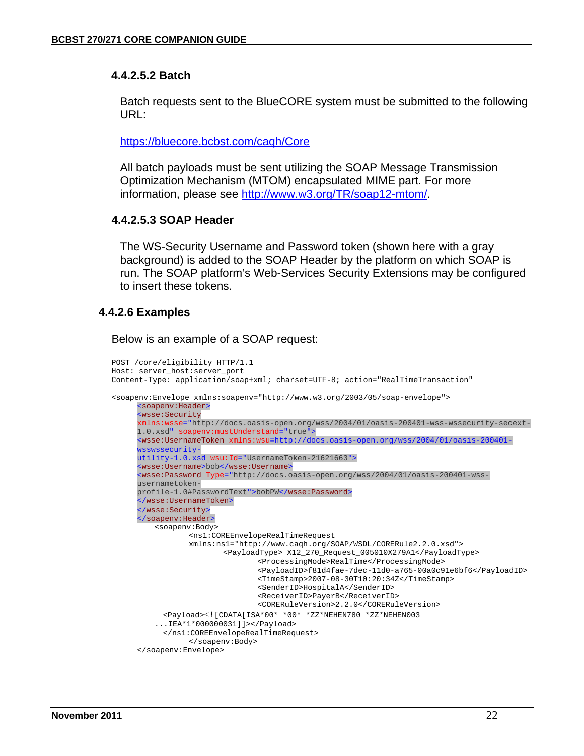#### 4.4.2.5.2 Batch

Batch requests sent to the BlueCORE system must be submitted to the following URL:

https://bluecore.bcbst.com/caqh/Core

All batch payloads must be sent utilizing the SOAP Message Transmission Optimization Mechanism (MTOM) encapsulated MIME part. For more information, please see http://www.w3.org/TR/soap12-mtom/.

#### 4.4.2.5.3 SOAP Header

The WS-Security Username and Password token (shown here with a gray background) is added to the SOAP Header by the platform on which SOAP is run. The SOAP platform's Web-Services Security Extensions may be configured to insert these tokens.

### 4.4.2.6 Examples

Below is an example of a SOAP request:

```
POST /core/eligibility HTTP/1.1
Host: server_host:server_port
Content-Type: application/soap+xml; charset=UTF-8; action="RealTimeTransaction"

<soapenv:Envelope xmlns:soapenv="http://www.w3.org/2003/05/soap-envelope">
      <soapenv:Header>
      <wsse:Security
      xmlns:wsse="http://docs.oasis-open.org/wss/2004/01/oasis-200401-wss-wssecurity-secext-
      1.0.xsd" soapenv:mustUnderstand="true">
      <wsse:UsernameToken xmlns:wsu=http://docs.oasis-open.org/wss/2004/01/oasis-200401-
      wsswssecurity-
      utility-1.0.xsd wsu:Id="UsernameToken-21621663">
      <wsse:Username>bob</wsse:Username>
      <wsse:Password Type="http://docs.oasis-open.org/wss/2004/01/oasis-200401-wss-
      usernametoken-
      profile-1.0#PasswordText">bobPW</wsse:Password>
      </wsse:UsernameToken>
      </wsse:Security>
      </soapenv:Header>
          <soapenv:Body>
                  <ns1:COREEnvelopeRealTimeRequest
                  xmlns:ns1="http://www.caqh.org/SOAP/WSDL/CORERule2.2.0.xsd">
                          <PayloadType> X12_270_Request_005010X279A1</PayloadType>
                                  <ProcessingMode>RealTime</ProcessingMode>
                                  <PayloadID>f81d4fae-7dec-11d0-a765-00a0c91e6bf6</PayloadID>
                                  <TimeStamp>2007-08-30T10:20:34Z</TimeStamp>
                                  <SenderID>HospitalA</SenderID>
                                  <ReceiverID>PayerB</ReceiverID>
                                  <CORERuleVersion>2.2.0</CORERuleVersion>
            <Payload><![CDATA[ISA*00* *00* *ZZ*NEHEN780 *ZZ*NEHEN003
          ...IEA*1*000000031]]></Payload>
            </ns1:COREEnvelopeRealTimeRequest>
                  </soapenv:Body>
      </soapenv:Envelope>
```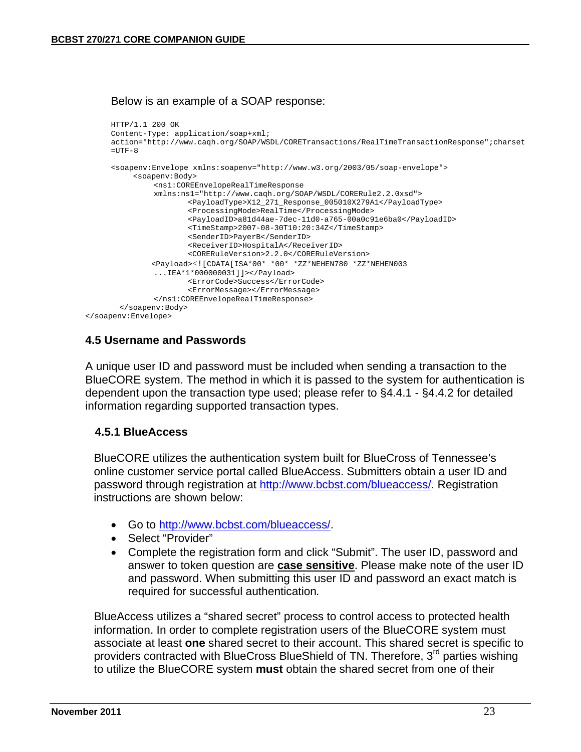Below is an example of a SOAP response:

```
HTTP/1.1 200 OK
Content-Type: application/soap+xml;
action="http://www.caqh.org/SOAP/WSDL/CORETransactions/RealTimeTransactionResponse";charset
=UTF-8

<soapenv:Envelope xmlns:soapenv="http://www.w3.org/2003/05/soap-envelope">
     <soapenv:Body>
          <ns1:COREEnvelopeRealTimeResponse
          xmlns:ns1="http://www.caqh.org/SOAP/WSDL/CORERule2.2.0xsd">
                 <PayloadType>X12_271_Response_005010X279A1</PayloadType>
                 <ProcessingMode>RealTime</ProcessingMode>
                 <PayloadID>a81d44ae-7dec-11d0-a765-00a0c91e6ba0</PayloadID>
                 <TimeStamp>2007-08-30T10:20:34Z</TimeStamp>
                 <SenderID>PayerB</SenderID>
                 <ReceiverID>HospitalA</ReceiverID>
                 <CORERuleVersion>2.2.0</CORERuleVersion>
          <Payload><![CDATA[ISA*00* *00* *ZZ*NEHEN780 *ZZ*NEHEN003
          ...IEA*1*000000031]]></Payload>
                 <ErrorCode>Success</ErrorCode>
                 <ErrorMessage></ErrorMessage>
          </ns1:COREEnvelopeRealTimeResponse>
       </soapenv:Body>
</soapenv:Envelope>
```

### 4.5 Username and Passwords

A unique user ID and password must be included when sending a transaction to the BlueCORE system. The method in which it is passed to the system for authentication is dependent upon the transaction type used; please refer to §4.4.1 - §4.4.2 for detailed information regarding supported transaction types.

#### 4.5.1 BlueAccess

BlueCORE utilizes the authentication system built for BlueCross of Tennessee's online customer service portal called BlueAccess. Submitters obtain a user ID and password through registration at http://www.bcbst.com/blueaccess/. Registration instructions are shown below:

- Go to http://www.bcbst.com/blueaccess/.
- Select "Provider"
- Complete the registration form and click "Submit". The user ID, password and answer to token question are **case sensitive**. Please make note of the user ID and password. When submitting this user ID and password an exact match is required for successful authentication*.*

BlueAccess utilizes a "shared secret" process to control access to protected health information. In order to complete registration users of the BlueCORE system must associate at least **one** shared secret to their account. This shared secret is specific to providers contracted with BlueCross BlueShield of TN. Therefore, 3rd parties wishing to utilize the BlueCORE system **must** obtain the shared secret from one of their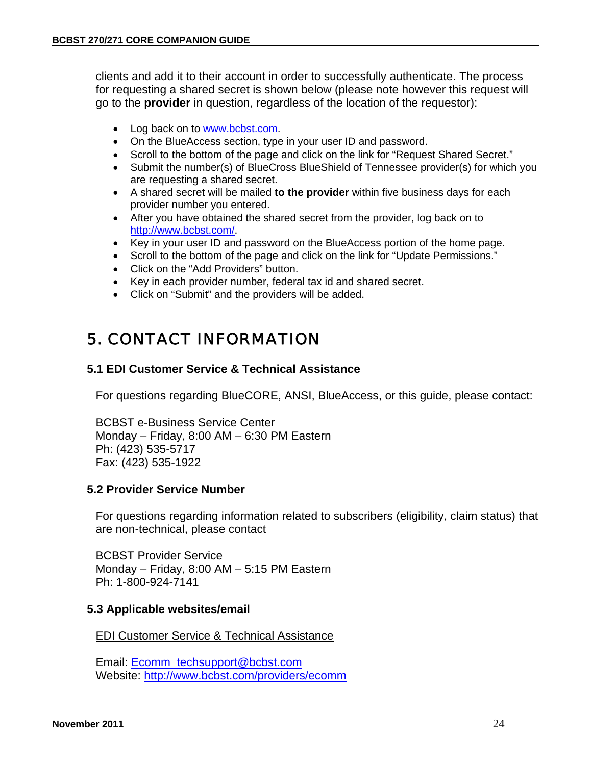clients and add it to their account in order to successfully authenticate. The process for requesting a shared secret is shown below (please note however this request will go to the **provider** in question, regardless of the location of the requestor):

- Log back on to [www.bcbst.com](www.bcbst.com).
- On the BlueAccess section, type in your user ID and password.
- Scroll to the bottom of the page and click on the link for "Request Shared Secret."
- Submit the number(s) of BlueCross BlueShield of Tennessee provider(s) for which you are requesting a shared secret.
- A shared secret will be mailed **to the provider** within five business days for each provider number you entered.
- After you have obtained the shared secret from the provider, log back on to [http://www.bcbst.com/](http://www.bcbst.com/).
- Key in your user ID and password on the BlueAccess portion of the home page.
- Scroll to the bottom of the page and click on the link for "Update Permissions."
- Click on the "Add Providers" button.
- Key in each provider number, federal tax id and shared secret.
- Click on "Submit" and the providers will be added.

# 5. CONTACT INFORMATION

## 5.1 EDI Customer Service & Technical Assistance

For questions regarding BlueCORE, ANSI, BlueAccess, or this guide, please contact:

BCBST e-Business Service Center
Monday – Friday, 8:00 AM – 6:30 PM Eastern
Ph: (423) 535-5717
Fax: (423) 535-1922

## 5.2 Provider Service Number

For questions regarding information related to subscribers (eligibility, claim status) that are non-technical, please contact

BCBST Provider Service
Monday – Friday, 8:00 AM – 5:15 PM Eastern
Ph: 1-800-924-7141

## 5.3 Applicable websites/email

EDI Customer Service & Technical Assistance

Email: [Ecomm_techsupport@bcbst.com](mailto:Ecomm_techsupport@bcbst.com)
Website: [http://www.bcbst.com/providers/ecomm](http://www.bcbst.com/providers/ecomm)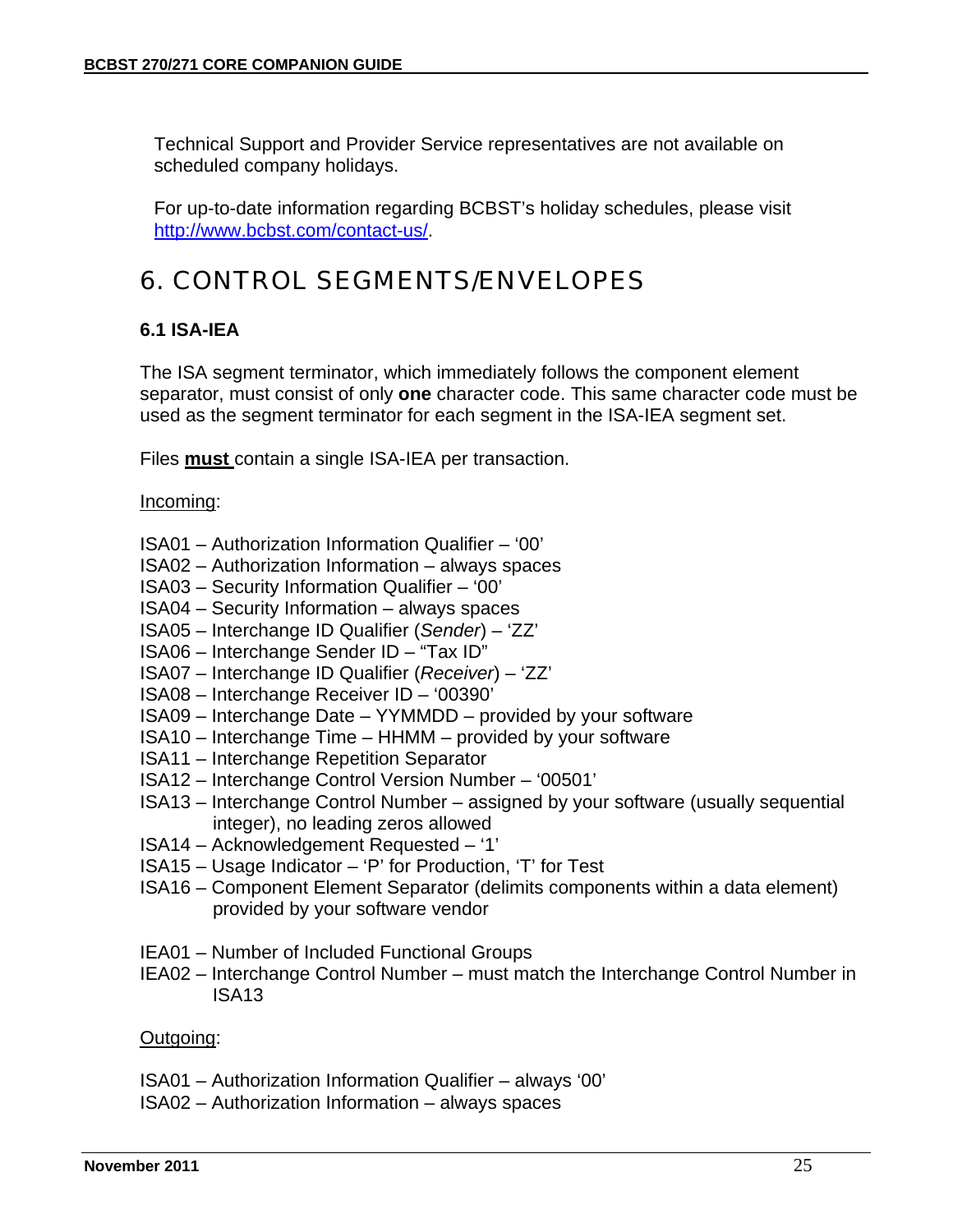Technical Support and Provider Service representatives are not available on scheduled company holidays.

For up-to-date information regarding BCBST's holiday schedules, please visit [http://www.bcbst.com/contact-us/](http://www.bcbst.com/contact-us/).

# 6. CONTROL SEGMENTS/ENVELOPES

### 6.1 ISA-IEA

The ISA segment terminator, which immediately follows the component element separator, must consist of only **one** character code. This same character code must be used as the segment terminator for each segment in the ISA-IEA segment set.

Files **must** contain a single ISA-IEA per transaction.

Incoming:

ISA01 – Authorization Information Qualifier – '00'
ISA02 – Authorization Information – always spaces
ISA03 – Security Information Qualifier – '00'
ISA04 – Security Information – always spaces
ISA05 – Interchange ID Qualifier (*Sender*) – 'ZZ'
ISA06 – Interchange Sender ID – "Tax ID"
ISA07 – Interchange ID Qualifier (*Receiver*) – 'ZZ'
ISA08 – Interchange Receiver ID – '00390'
ISA09 – Interchange Date – YYMMDD – provided by your software
ISA10 – Interchange Time – HHMM – provided by your software
ISA11 – Interchange Repetition Separator
ISA12 – Interchange Control Version Number – '00501'
ISA13 – Interchange Control Number – assigned by your software (usually sequential integer), no leading zeros allowed
ISA14 – Acknowledgement Requested – '1'
ISA15 – Usage Indicator – 'P' for Production, 'T' for Test
ISA16 – Component Element Separator (delimits components within a data element) provided by your software vendor

IEA01 – Number of Included Functional Groups
IEA02 – Interchange Control Number – must match the Interchange Control Number in ISA13

Outgoing:

ISA01 – Authorization Information Qualifier – always '00'
ISA02 – Authorization Information – always spaces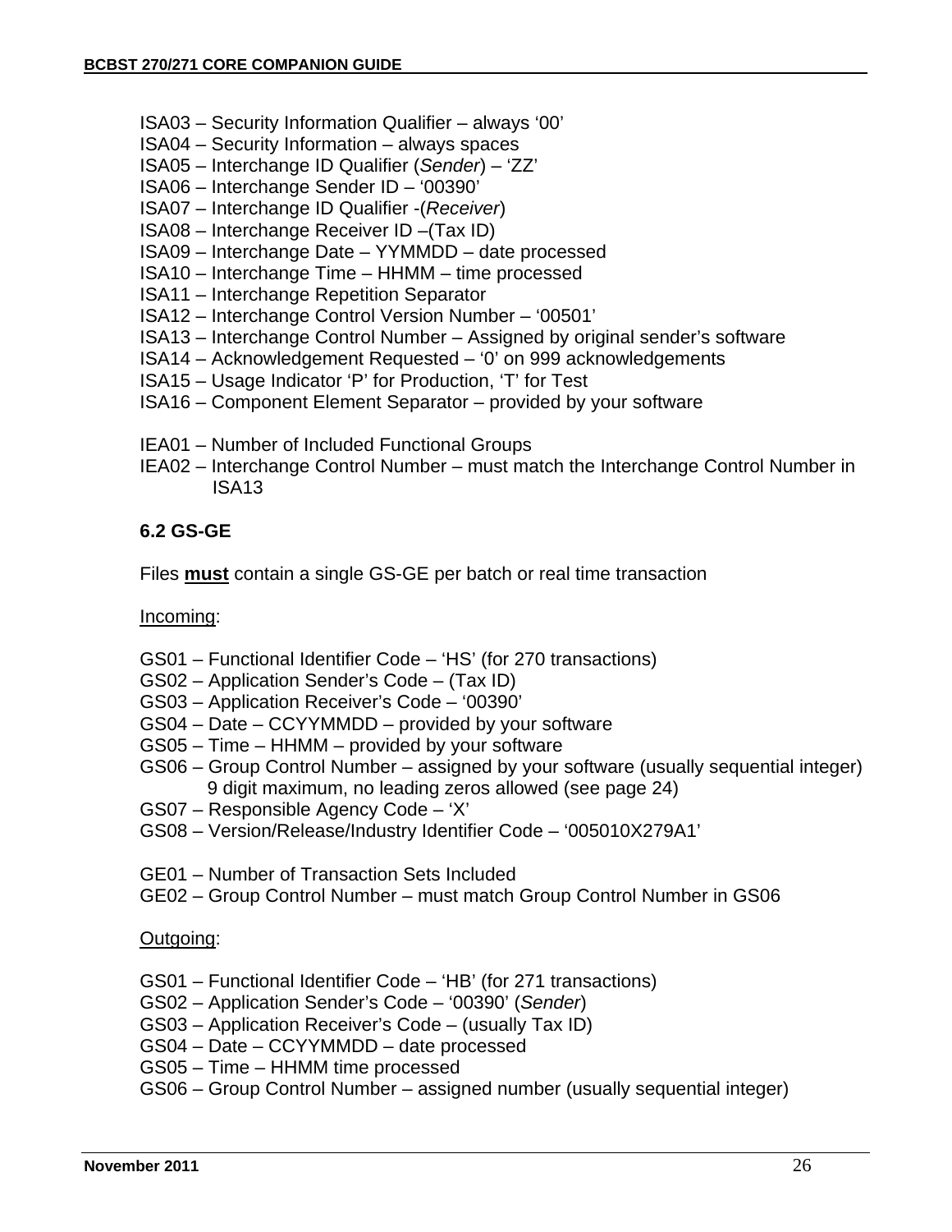ISA03 – Security Information Qualifier – always '00'
ISA04 – Security Information – always spaces
ISA05 – Interchange ID Qualifier (*Sender*) – 'ZZ'
ISA06 – Interchange Sender ID – '00390'
ISA07 – Interchange ID Qualifier -(*Receiver*)
ISA08 – Interchange Receiver ID –(Tax ID)
ISA09 – Interchange Date – YYMMDD – date processed
ISA10 – Interchange Time – HHMM – time processed
ISA11 – Interchange Repetition Separator
ISA12 – Interchange Control Version Number – '00501'
ISA13 – Interchange Control Number – Assigned by original sender's software
ISA14 – Acknowledgement Requested – '0' on 999 acknowledgements
ISA15 – Usage Indicator 'P' for Production, 'T' for Test
ISA16 – Component Element Separator – provided by your software

IEA01 – Number of Included Functional Groups
IEA02 – Interchange Control Number – must match the Interchange Control Number in ISA13

### 6.2 GS-GE

Files **must** contain a single GS-GE per batch or real time transaction

Incoming:

GS01 – Functional Identifier Code – 'HS' (for 270 transactions)
GS02 – Application Sender's Code – (Tax ID)
GS03 – Application Receiver's Code – '00390'
GS04 – Date – CCYYMMDD – provided by your software
GS05 – Time – HHMM – provided by your software
GS06 – Group Control Number – assigned by your software (usually sequential integer) 9 digit maximum, no leading zeros allowed (see page 24)
GS07 – Responsible Agency Code – 'X'
GS08 – Version/Release/Industry Identifier Code – '005010X279A1'

GE01 – Number of Transaction Sets Included
GE02 – Group Control Number – must match Group Control Number in GS06

Outgoing:

GS01 – Functional Identifier Code – 'HB' (for 271 transactions)
GS02 – Application Sender's Code – '00390' (*Sender*)
GS03 – Application Receiver's Code – (usually Tax ID)
GS04 – Date – CCYYMMDD – date processed
GS05 – Time – HHMM time processed
GS06 – Group Control Number – assigned number (usually sequential integer)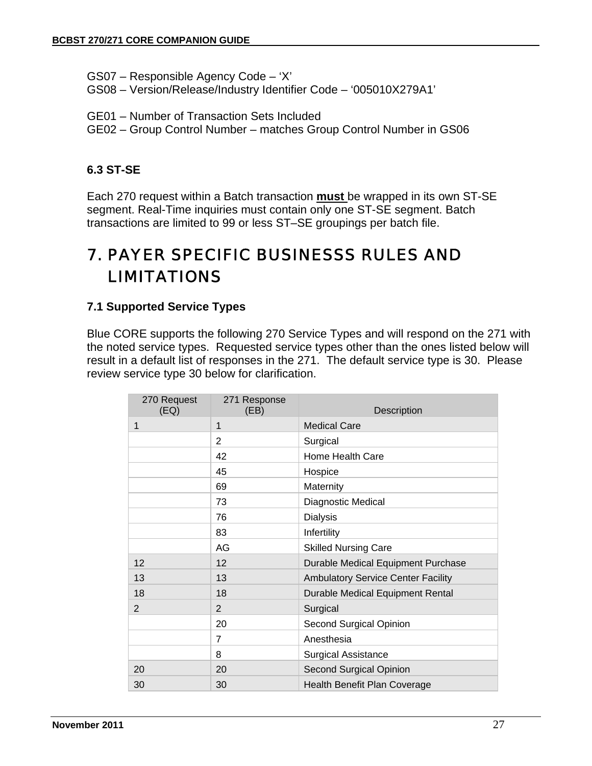GS07 – Responsible Agency Code – 'X'
GS08 – Version/Release/Industry Identifier Code – '005010X279A1'

GE01 – Number of Transaction Sets Included
GE02 – Group Control Number – matches Group Control Number in GS06

### 6.3 ST-SE

Each 270 request within a Batch transaction **must** be wrapped in its own ST-SE segment. Real-Time inquiries must contain only one ST-SE segment. Batch transactions are limited to 99 or less ST–SE groupings per batch file.

# 7. PAYER SPECIFIC BUSINESSS RULES AND LIMITATIONS

### 7.1 Supported Service Types

Blue CORE supports the following 270 Service Types and will respond on the 271 with the noted service types. Requested service types other than the ones listed below will result in a default list of responses in the 271. The default service type is 30. Please review service type 30 below for clarification.

| 270 Request (EQ) | 271 Response (EB) | Description |
|---|---|---|
| 1 | 1 | Medical Care |
| | 2 | Surgical |
| | 42 | Home Health Care |
| | 45 | Hospice |
| | 69 | Maternity |
| | 73 | Diagnostic Medical |
| | 76 | Dialysis |
| | 83 | Infertility |
| | AG | Skilled Nursing Care |
| 12 | 12 | Durable Medical Equipment Purchase |
| 13 | 13 | Ambulatory Service Center Facility |
| 18 | 18 | Durable Medical Equipment Rental |
| 2 | 2 | Surgical |
| | 20 | Second Surgical Opinion |
| | 7 | Anesthesia |
| | 8 | Surgical Assistance |
| 20 | 20 | Second Surgical Opinion |
| 30 | 30 | Health Benefit Plan Coverage |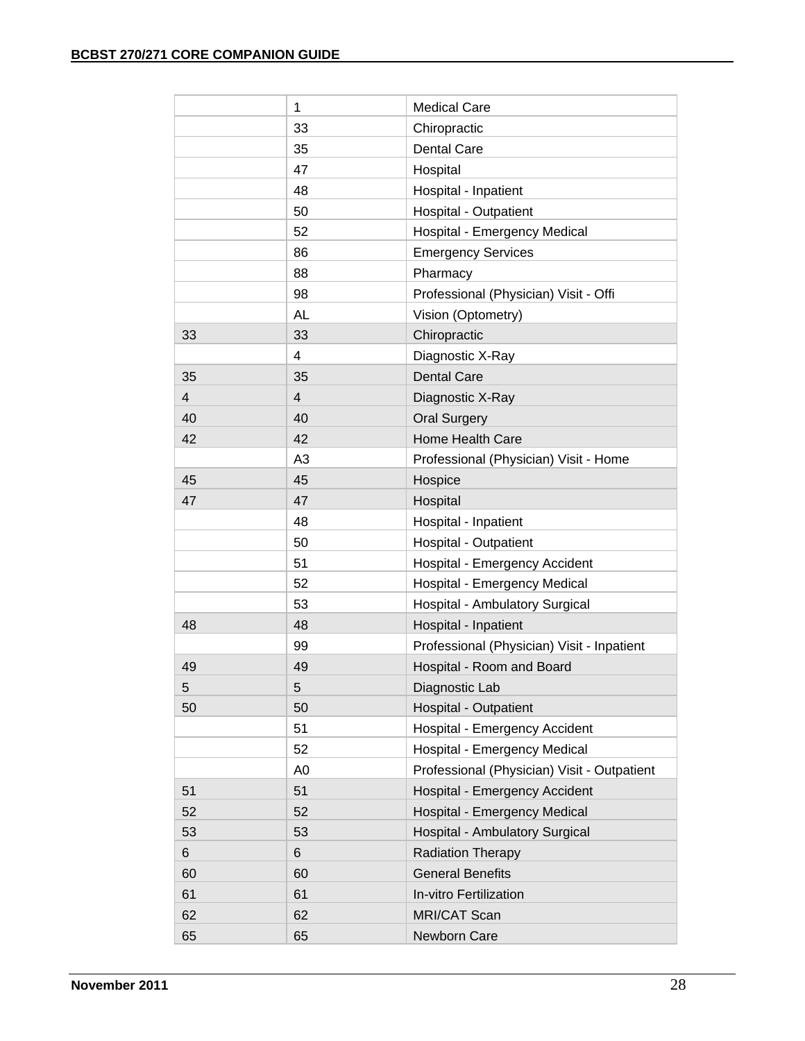| | | |
|---|---|---|
| | 1 | Medical Care |
| | 33 | Chiropractic |
| | 35 | Dental Care |
| | 47 | Hospital |
| | 48 | Hospital - Inpatient |
| | 50 | Hospital - Outpatient |
| | 52 | Hospital - Emergency Medical |
| | 86 | Emergency Services |
| | 88 | Pharmacy |
| | 98 | Professional (Physician) Visit - Offi |
| | AL | Vision (Optometry) |
| 33 | 33 | Chiropractic |
| | 4 | Diagnostic X-Ray |
| 35 | 35 | Dental Care |
| 4 | 4 | Diagnostic X-Ray |
| 40 | 40 | Oral Surgery |
| 42 | 42 | Home Health Care |
| | A3 | Professional (Physician) Visit - Home |
| 45 | 45 | Hospice |
| 47 | 47 | Hospital |
| | 48 | Hospital - Inpatient |
| | 50 | Hospital - Outpatient |
| | 51 | Hospital - Emergency Accident |
| | 52 | Hospital - Emergency Medical |
| | 53 | Hospital - Ambulatory Surgical |
| 48 | 48 | Hospital - Inpatient |
| | 99 | Professional (Physician) Visit - Inpatient |
| 49 | 49 | Hospital - Room and Board |
| 5 | 5 | Diagnostic Lab |
| 50 | 50 | Hospital - Outpatient |
| | 51 | Hospital - Emergency Accident |
| | 52 | Hospital - Emergency Medical |
| | A0 | Professional (Physician) Visit - Outpatient |
| 51 | 51 | Hospital - Emergency Accident |
| 52 | 52 | Hospital - Emergency Medical |
| 53 | 53 | Hospital - Ambulatory Surgical |
| 6 | 6 | Radiation Therapy |
| 60 | 60 | General Benefits |
| 61 | 61 | In-vitro Fertilization |
| 62 | 62 | MRI/CAT Scan |
| 65 | 65 | Newborn Care |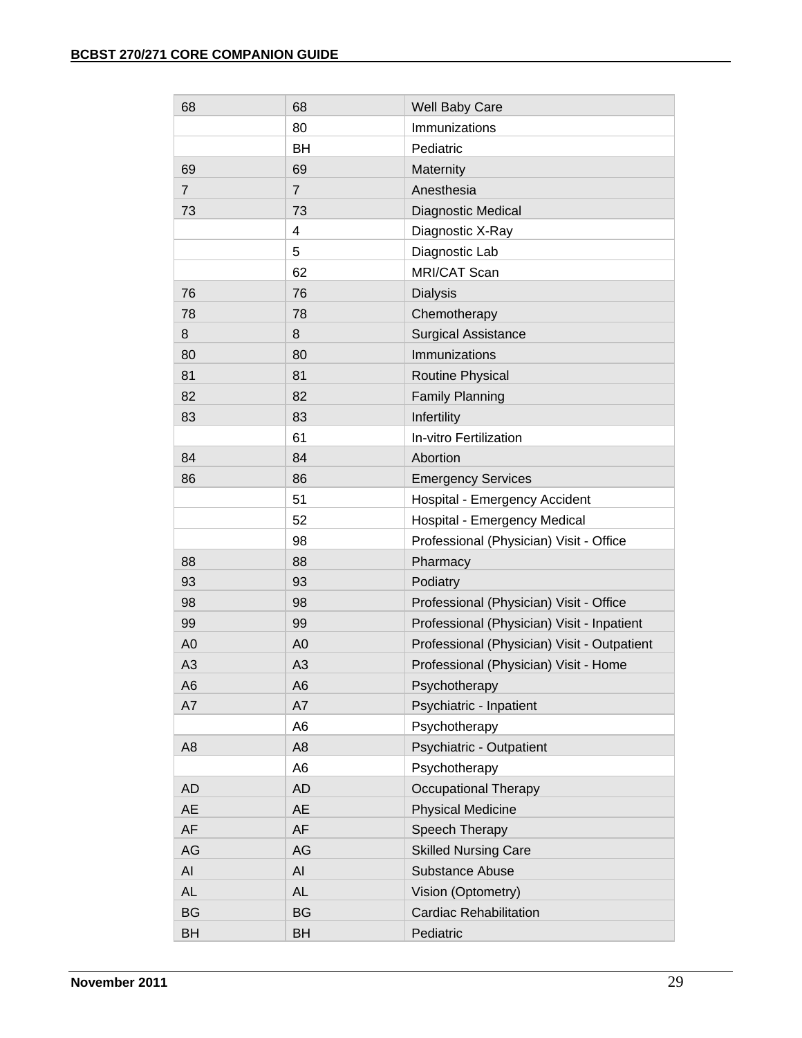| | | |
|---|---|---|
| 68 | 68 | Well Baby Care |
| | 80 | Immunizations |
| | BH | Pediatric |
| 69 | 69 | Maternity |
| 7 | 7 | Anesthesia |
| 73 | 73 | Diagnostic Medical |
| | 4 | Diagnostic X-Ray |
| | 5 | Diagnostic Lab |
| | 62 | MRI/CAT Scan |
| 76 | 76 | Dialysis |
| 78 | 78 | Chemotherapy |
| 8 | 8 | Surgical Assistance |
| 80 | 80 | Immunizations |
| 81 | 81 | Routine Physical |
| 82 | 82 | Family Planning |
| 83 | 83 | Infertility |
| | 61 | In-vitro Fertilization |
| 84 | 84 | Abortion |
| 86 | 86 | Emergency Services |
| | 51 | Hospital - Emergency Accident |
| | 52 | Hospital - Emergency Medical |
| | 98 | Professional (Physician) Visit - Office |
| 88 | 88 | Pharmacy |
| 93 | 93 | Podiatry |
| 98 | 98 | Professional (Physician) Visit - Office |
| 99 | 99 | Professional (Physician) Visit - Inpatient |
| A0 | A0 | Professional (Physician) Visit - Outpatient |
| A3 | A3 | Professional (Physician) Visit - Home |
| A6 | A6 | Psychotherapy |
| A7 | A7 | Psychiatric - Inpatient |
| | A6 | Psychotherapy |
| A8 | A8 | Psychiatric - Outpatient |
| | A6 | Psychotherapy |
| AD | AD | Occupational Therapy |
| AE | AE | Physical Medicine |
| AF | AF | Speech Therapy |
| AG | AG | Skilled Nursing Care |
| AI | AI | Substance Abuse |
| AL | AL | Vision (Optometry) |
| BG | BG | Cardiac Rehabilitation |
| BH | BH | Pediatric |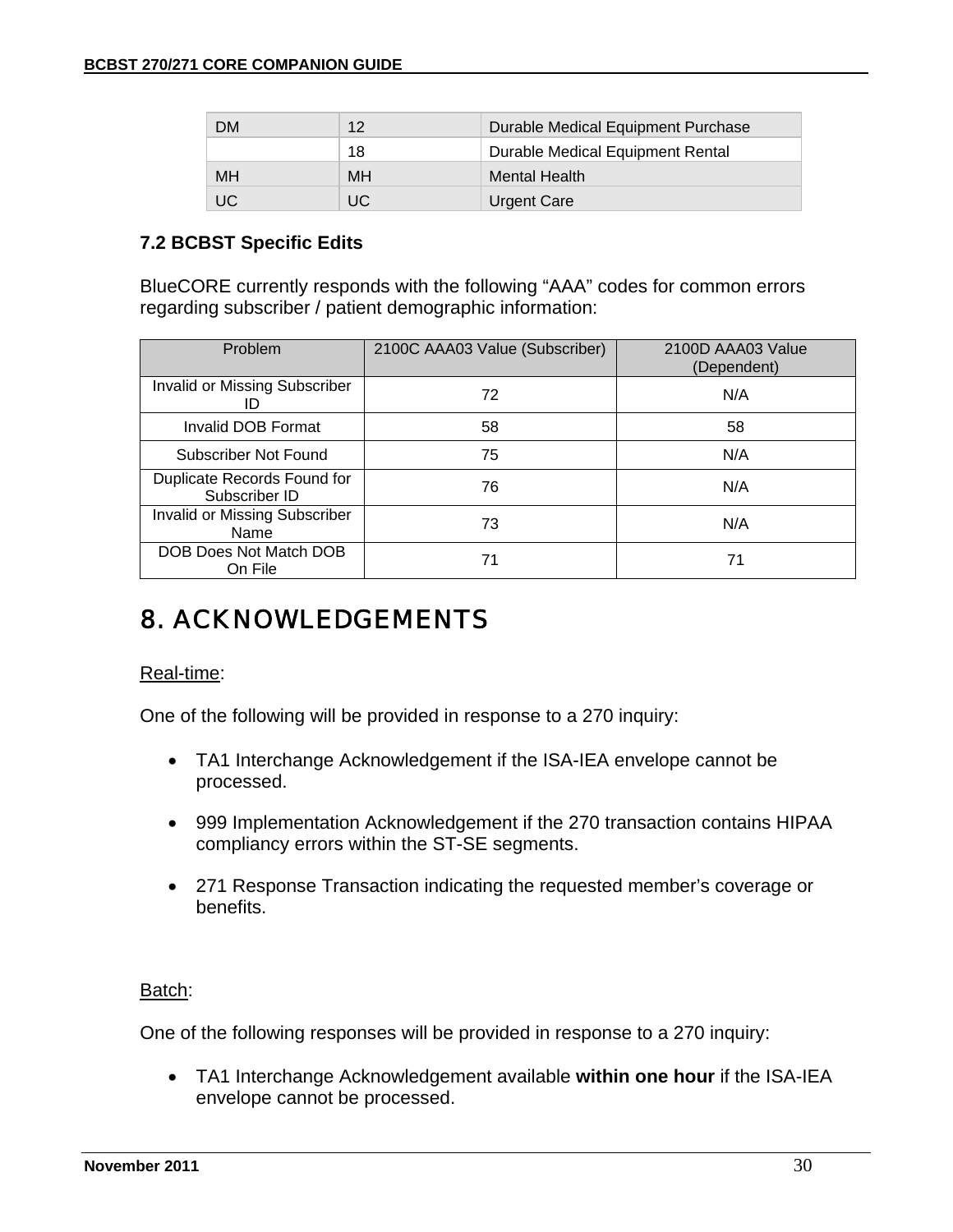| DM | 12 | Durable Medical Equipment Purchase |
| --- | --- | --- |
| | 18 | Durable Medical Equipment Rental |
| MH | MH | Mental Health |
| UC | UC | Urgent Care |

### 7.2 BCBST Specific Edits

BlueCORE currently responds with the following "AAA" codes for common errors regarding subscriber / patient demographic information:

| Problem | 2100C AAA03 Value (Subscriber) | 2100D AAA03 Value (Dependent) |
| --- | --- | --- |
| Invalid or Missing Subscriber ID | 72 | N/A |
| Invalid DOB Format | 58 | 58 |
| Subscriber Not Found | 75 | N/A |
| Duplicate Records Found for Subscriber ID | 76 | N/A |
| Invalid or Missing Subscriber Name | 73 | N/A |
| DOB Does Not Match DOB On File | 71 | 71 |

# 8. ACKNOWLEDGEMENTS

Real-time:

One of the following will be provided in response to a 270 inquiry:

- TA1 Interchange Acknowledgement if the ISA-IEA envelope cannot be processed.
- 999 Implementation Acknowledgement if the 270 transaction contains HIPAA compliancy errors within the ST-SE segments.
- 271 Response Transaction indicating the requested member's coverage or benefits.

Batch:

One of the following responses will be provided in response to a 270 inquiry:

- TA1 Interchange Acknowledgement available **within one hour** if the ISA-IEA envelope cannot be processed.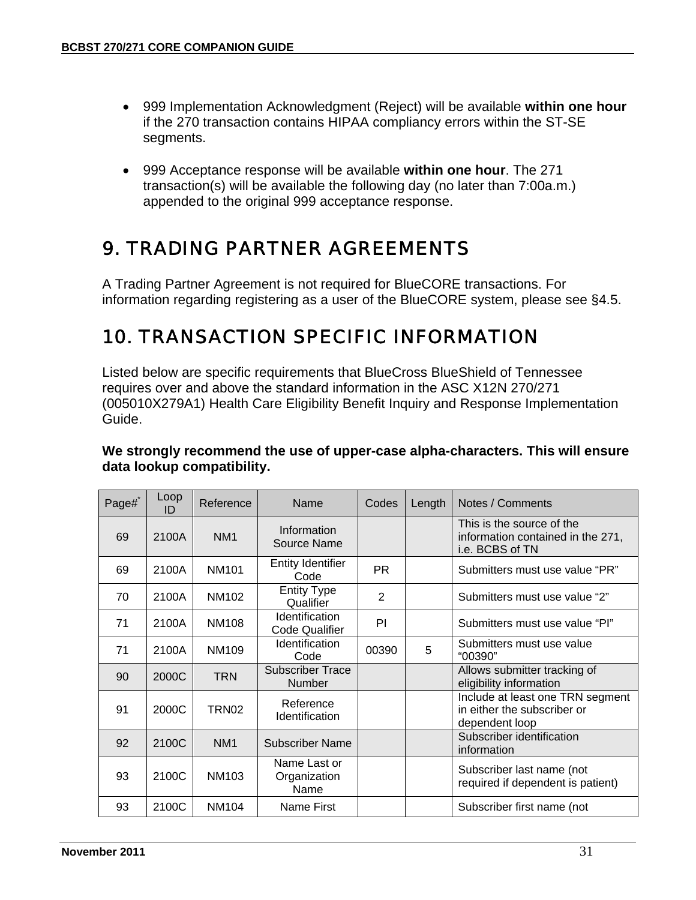- 999 Implementation Acknowledgment (Reject) will be available **within one hour** if the 270 transaction contains HIPAA compliancy errors within the ST-SE segments.

- 999 Acceptance response will be available **within one hour**. The 271 transaction(s) will be available the following day (no later than 7:00a.m.) appended to the original 999 acceptance response.

# 9. TRADING PARTNER AGREEMENTS

A Trading Partner Agreement is not required for BlueCORE transactions. For information regarding registering as a user of the BlueCORE system, please see §4.5.

# 10. TRANSACTION SPECIFIC INFORMATION

Listed below are specific requirements that BlueCross BlueShield of Tennessee requires over and above the standard information in the ASC X12N 270/271 (005010X279A1) Health Care Eligibility Benefit Inquiry and Response Implementation Guide.

**We strongly recommend the use of upper-case alpha-characters. This will ensure data lookup compatibility.**

| Page#* | Loop ID | Reference | Name | Codes | Length | Notes / Comments |
|---|---|---|---|---|---|---|
| 69 | 2100A | NM1 | Information Source Name | | | This is the source of the information contained in the 271, i.e. BCBS of TN |
| 69 | 2100A | NM101 | Entity Identifier Code | PR | | Submitters must use value "PR" |
| 70 | 2100A | NM102 | Entity Type Qualifier | 2 | | Submitters must use value "2" |
| 71 | 2100A | NM108 | Identification Code Qualifier | PI | | Submitters must use value "PI" |
| 71 | 2100A | NM109 | Identification Code | 00390 | 5 | Submitters must use value "00390" |
| 90 | 2000C | TRN | Subscriber Trace Number | | | Allows submitter tracking of eligibility information |
| 91 | 2000C | TRN02 | Reference Identification | | | Include at least one TRN segment in either the subscriber or dependent loop |
| 92 | 2100C | NM1 | Subscriber Name | | | Subscriber identification information |
| 93 | 2100C | NM103 | Name Last or Organization Name | | | Subscriber last name (not required if dependent is patient) |
| 93 | 2100C | NM104 | Name First | | | Subscriber first name (not |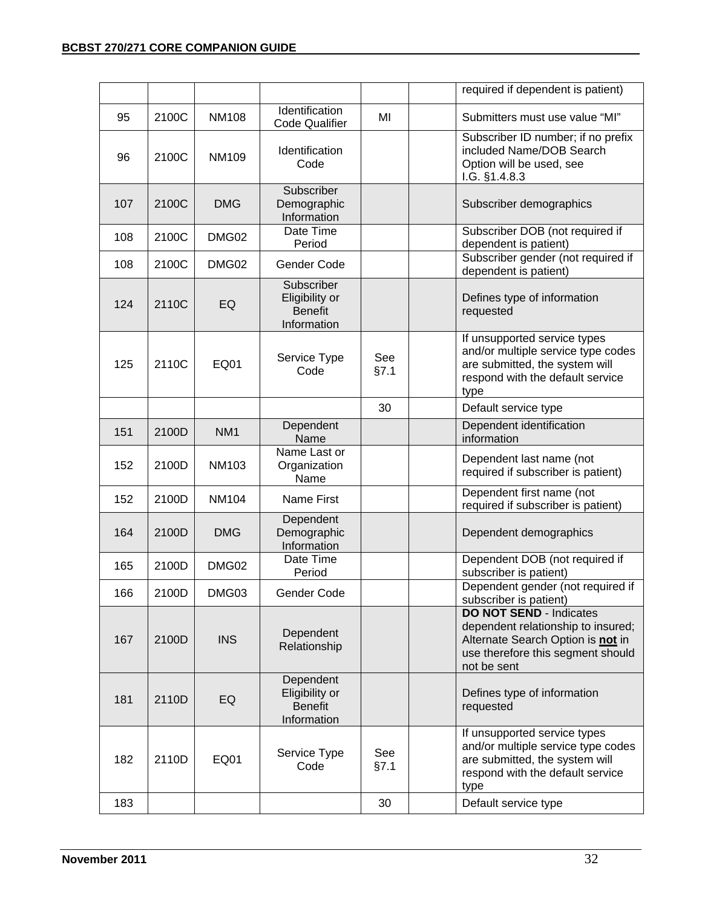| | | | | | | required if dependent is patient) |
|---|---|---|---|---|---|---|
| 95 | 2100C | NM108 | Identification Code Qualifier | MI | | Submitters must use value "MI" |
| 96 | 2100C | NM109 | Identification Code | | | Subscriber ID number; if no prefix included Name/DOB Search Option will be used, see I.G. §1.4.8.3 |
| 107 | 2100C | DMG | Subscriber Demographic Information | | | Subscriber demographics |
| 108 | 2100C | DMG02 | Date Time Period | | | Subscriber DOB (not required if dependent is patient) |
| 108 | 2100C | DMG02 | Gender Code | | | Subscriber gender (not required if dependent is patient) |
| 124 | 2110C | EQ | Subscriber Eligibility or Benefit Information | | | Defines type of information requested |
| 125 | 2110C | EQ01 | Service Type Code | See §7.1 | | If unsupported service types and/or multiple service type codes are submitted, the system will respond with the default service type |
| | | | | 30 | | Default service type |
| 151 | 2100D | NM1 | Dependent Name | | | Dependent identification information |
| 152 | 2100D | NM103 | Name Last or Organization Name | | | Dependent last name (not required if subscriber is patient) |
| 152 | 2100D | NM104 | Name First | | | Dependent first name (not required if subscriber is patient) |
| 164 | 2100D | DMG | Dependent Demographic Information | | | Dependent demographics |
| 165 | 2100D | DMG02 | Date Time Period | | | Dependent DOB (not required if subscriber is patient) |
| 166 | 2100D | DMG03 | Gender Code | | | Dependent gender (not required if subscriber is patient) |
| 167 | 2100D | INS | Dependent Relationship | | | **DO NOT SEND** - Indicates dependent relationship to insured; Alternate Search Option is **not** in use therefore this segment should not be sent |
| 181 | 2110D | EQ | Dependent Eligibility or Benefit Information | | | Defines type of information requested |
| 182 | 2110D | EQ01 | Service Type Code | See §7.1 | | If unsupported service types and/or multiple service type codes are submitted, the system will respond with the default service type |
| 183 | | | | 30 | | Default service type |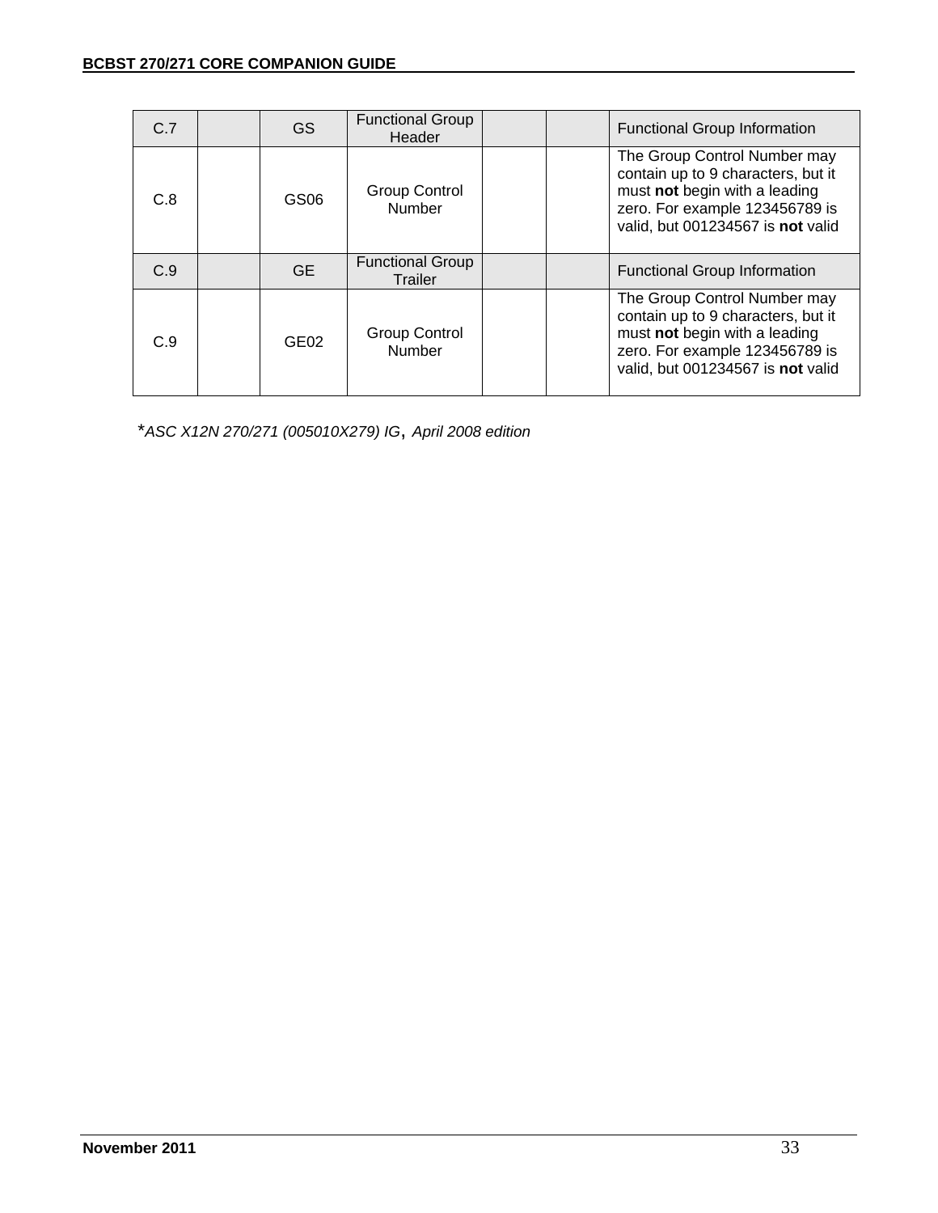| C.7 | | GS | Functional Group Header | | | Functional Group Information |
|---|---|---|---|---|---|---|
| C.8 | | GS06 | Group Control Number | | | The Group Control Number may contain up to 9 characters, but it must **not** begin with a leading zero. For example 123456789 is valid, but 001234567 is **not** valid |
| C.9 | | GE | Functional Group Trailer | | | Functional Group Information |
| C.9 | | GE02 | Group Control Number | | | The Group Control Number may contain up to 9 characters, but it must **not** begin with a leading zero. For example 123456789 is valid, but 001234567 is **not** valid |

*\*ASC X12N 270/271 (005010X279) IG, April 2008 edition*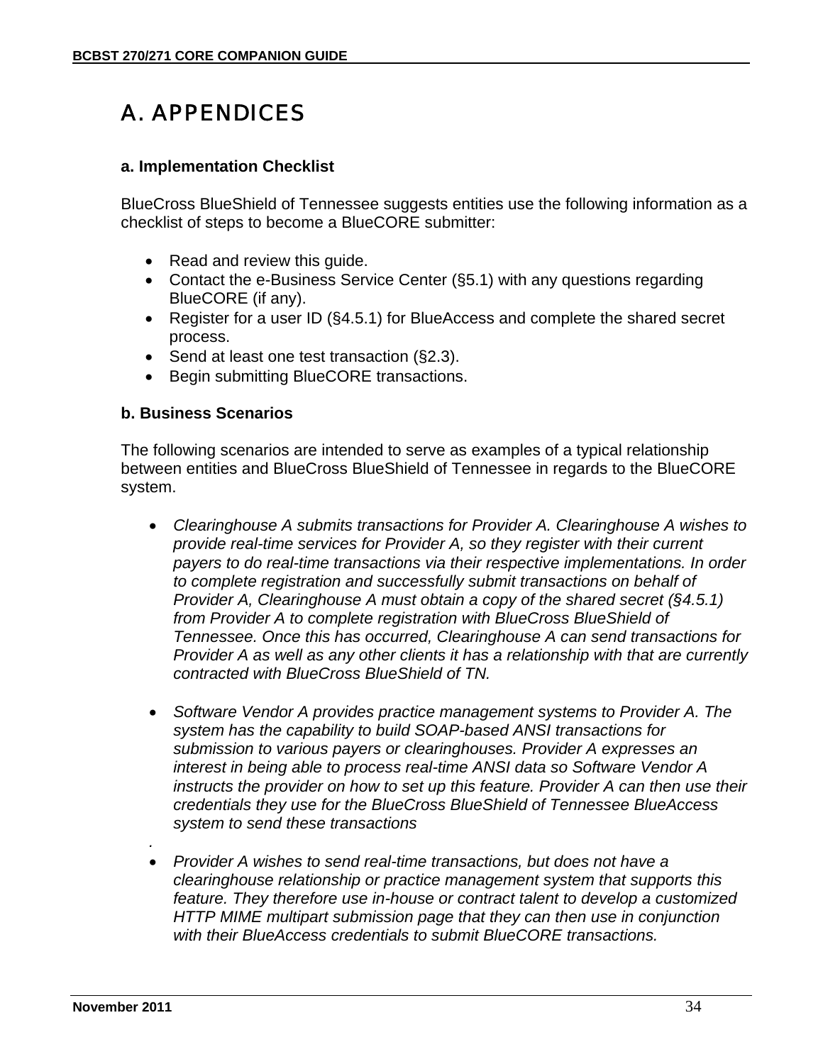# A. APPENDICES

### a. Implementation Checklist

BlueCross BlueShield of Tennessee suggests entities use the following information as a checklist of steps to become a BlueCORE submitter:

- Read and review this guide.
- Contact the e-Business Service Center (§5.1) with any questions regarding BlueCORE (if any).
- Register for a user ID (§4.5.1) for BlueAccess and complete the shared secret process.
- Send at least one test transaction (§2.3).
- Begin submitting BlueCORE transactions.

### b. Business Scenarios

The following scenarios are intended to serve as examples of a typical relationship between entities and BlueCross BlueShield of Tennessee in regards to the BlueCORE system.

- *Clearinghouse A submits transactions for Provider A. Clearinghouse A wishes to provide real-time services for Provider A, so they register with their current payers to do real-time transactions via their respective implementations. In order to complete registration and successfully submit transactions on behalf of Provider A, Clearinghouse A must obtain a copy of the shared secret (§4.5.1) from Provider A to complete registration with BlueCross BlueShield of Tennessee. Once this has occurred, Clearinghouse A can send transactions for Provider A as well as any other clients it has a relationship with that are currently contracted with BlueCross BlueShield of TN.*

- *Software Vendor A provides practice management systems to Provider A. The system has the capability to build SOAP-based ANSI transactions for submission to various payers or clearinghouses. Provider A expresses an interest in being able to process real-time ANSI data so Software Vendor A instructs the provider on how to set up this feature. Provider A can then use their credentials they use for the BlueCross BlueShield of Tennessee BlueAccess system to send these transactions*

  .

- *Provider A wishes to send real-time transactions, but does not have a clearinghouse relationship or practice management system that supports this feature. They therefore use in-house or contract talent to develop a customized HTTP MIME multipart submission page that they can then use in conjunction with their BlueAccess credentials to submit BlueCORE transactions.*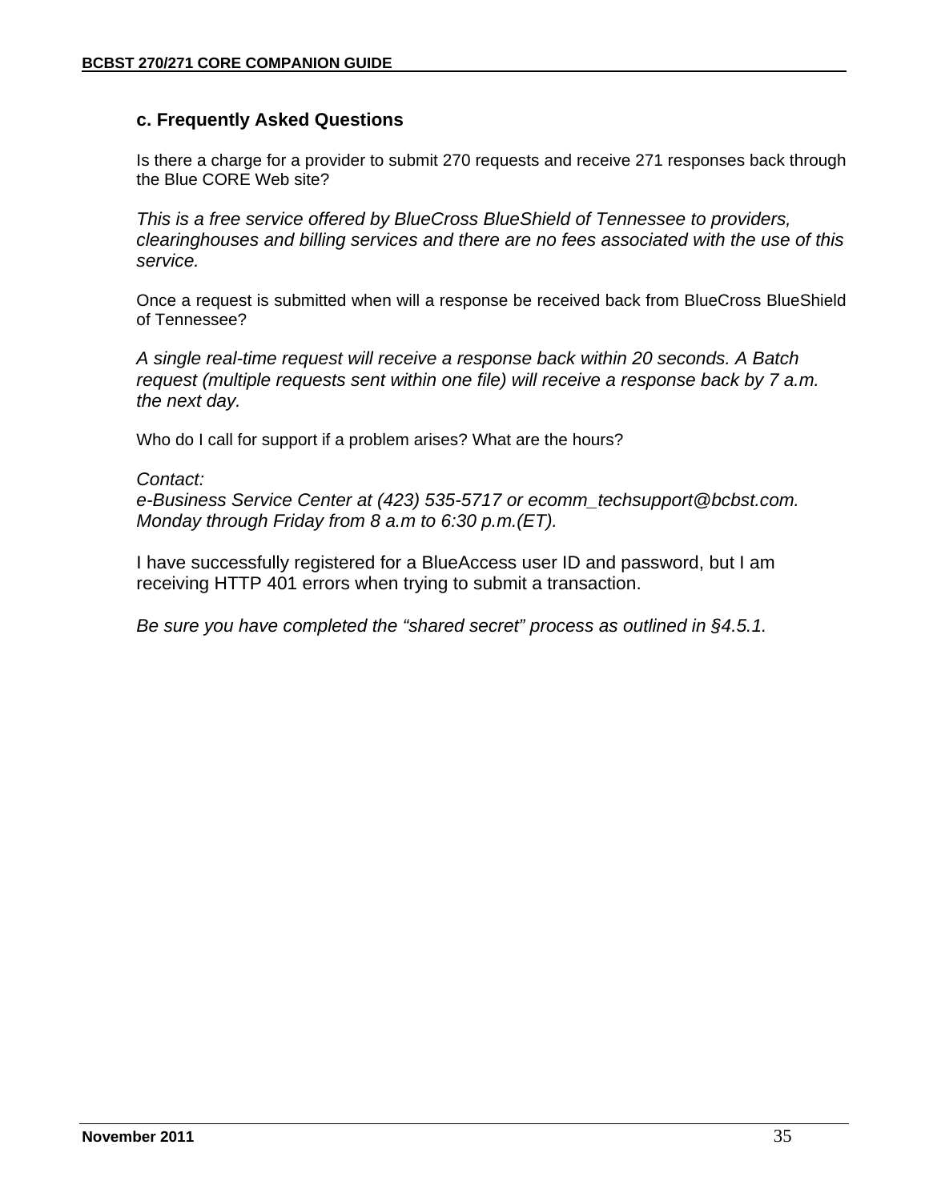### c. Frequently Asked Questions

Is there a charge for a provider to submit 270 requests and receive 271 responses back through the Blue CORE Web site?

*This is a free service offered by BlueCross BlueShield of Tennessee to providers, clearinghouses and billing services and there are no fees associated with the use of this service.*

Once a request is submitted when will a response be received back from BlueCross BlueShield of Tennessee?

*A single real-time request will receive a response back within 20 seconds. A Batch request (multiple requests sent within one file) will receive a response back by 7 a.m. the next day.*

Who do I call for support if a problem arises? What are the hours?

*Contact:*
*e-Business Service Center at (423) 535-5717 or ecomm_techsupport@bcbst.com.*
*Monday through Friday from 8 a.m to 6:30 p.m.(ET).*

I have successfully registered for a BlueAccess user ID and password, but I am receiving HTTP 401 errors when trying to submit a transaction.

*Be sure you have completed the "shared secret" process as outlined in §4.5.1.*